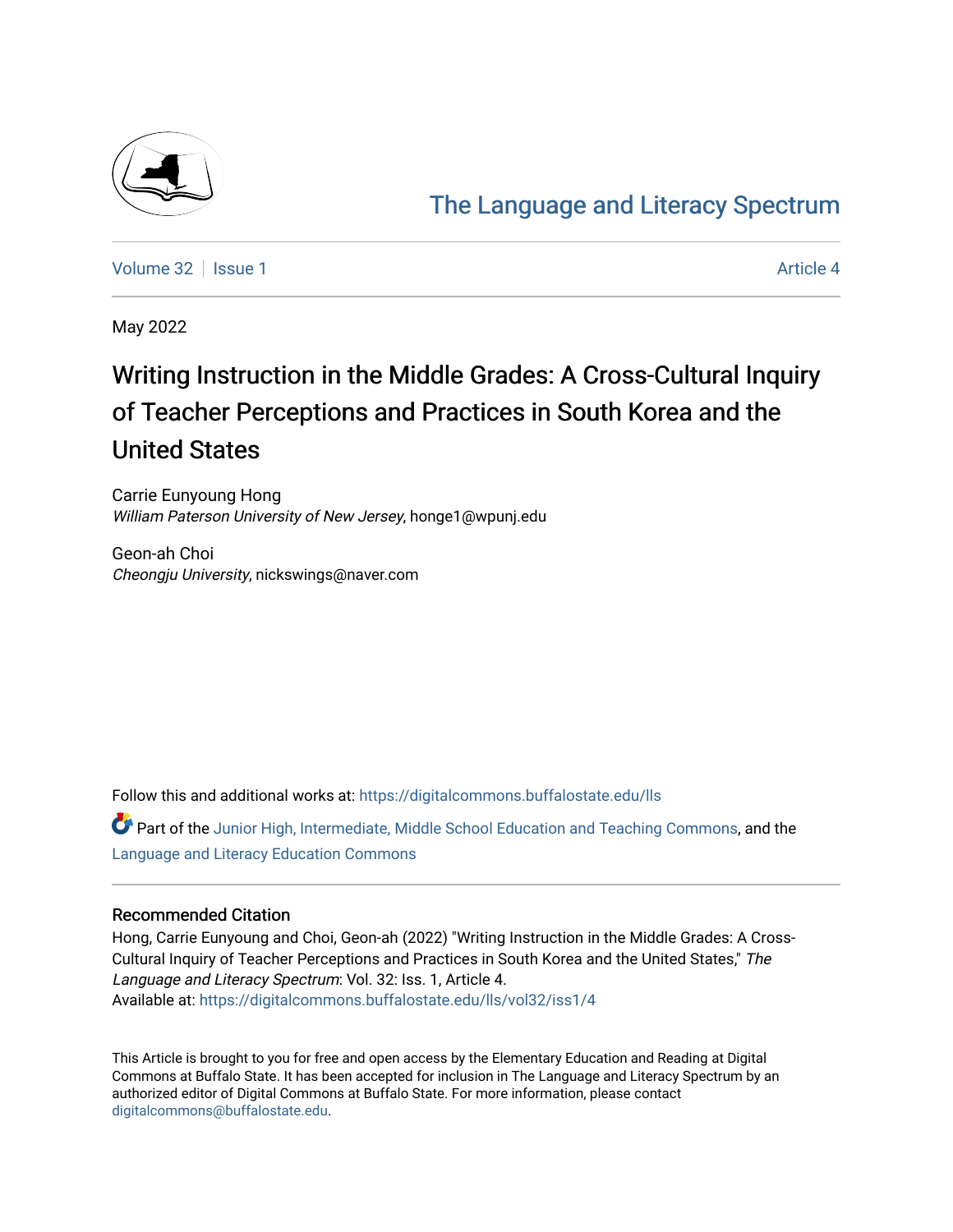The Language and Literacy Spectrum

Volume 32 | Issue 1 Article 4

May 2022

# Writing Instruction in the Middle Grades: A Cross-Cultural Inquiry of Teacher Perceptions and Practices in South Korea and the United States

Carrie Eunyoung Hong
*William Paterson University of New Jersey*, honge1@wpunj.edu

Geon-ah Choi
*Cheongju University*, nickswings@naver.com

Follow this and additional works at: https://digitalcommons.buffalostate.edu/lls

Part of the Junior High, Intermediate, Middle School Education and Teaching Commons, and the Language and Literacy Education Commons

## Recommended Citation

Hong, Carrie Eunyoung and Choi, Geon-ah (2022) "Writing Instruction in the Middle Grades: A Cross-Cultural Inquiry of Teacher Perceptions and Practices in South Korea and the United States," *The Language and Literacy Spectrum*: Vol. 32: Iss. 1, Article 4.
Available at: https://digitalcommons.buffalostate.edu/lls/vol32/iss1/4

This Article is brought to you for free and open access by the Elementary Education and Reading at Digital Commons at Buffalo State. It has been accepted for inclusion in The Language and Literacy Spectrum by an authorized editor of Digital Commons at Buffalo State. For more information, please contact digitalcommons@buffalostate.edu.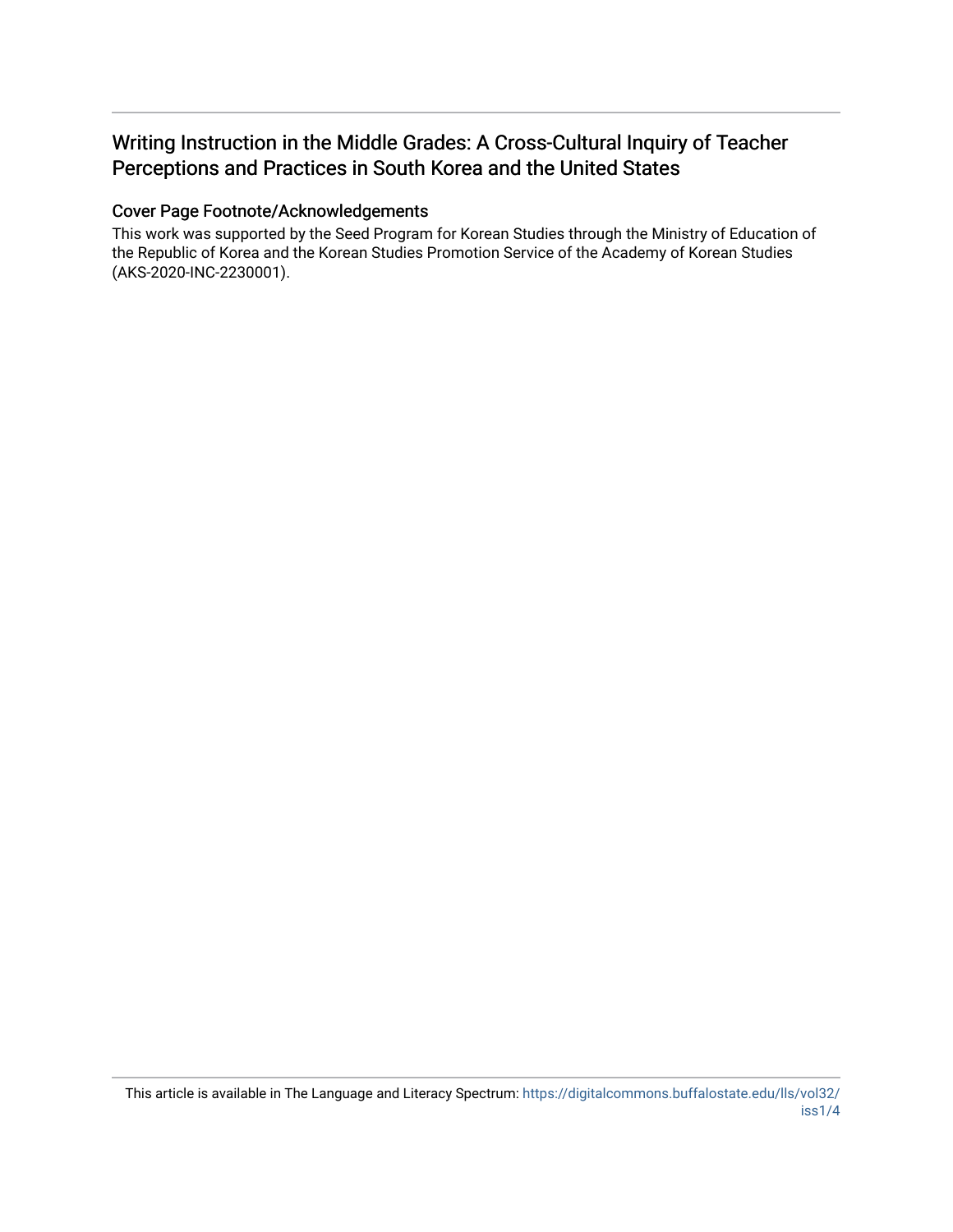# Writing Instruction in the Middle Grades: A Cross-Cultural Inquiry of Teacher Perceptions and Practices in South Korea and the United States

## Cover Page Footnote/Acknowledgements

This work was supported by the Seed Program for Korean Studies through the Ministry of Education of the Republic of Korea and the Korean Studies Promotion Service of the Academy of Korean Studies (AKS-2020-INC-2230001).

This article is available in The Language and Literacy Spectrum: https://digitalcommons.buffalostate.edu/lls/vol32/iss1/4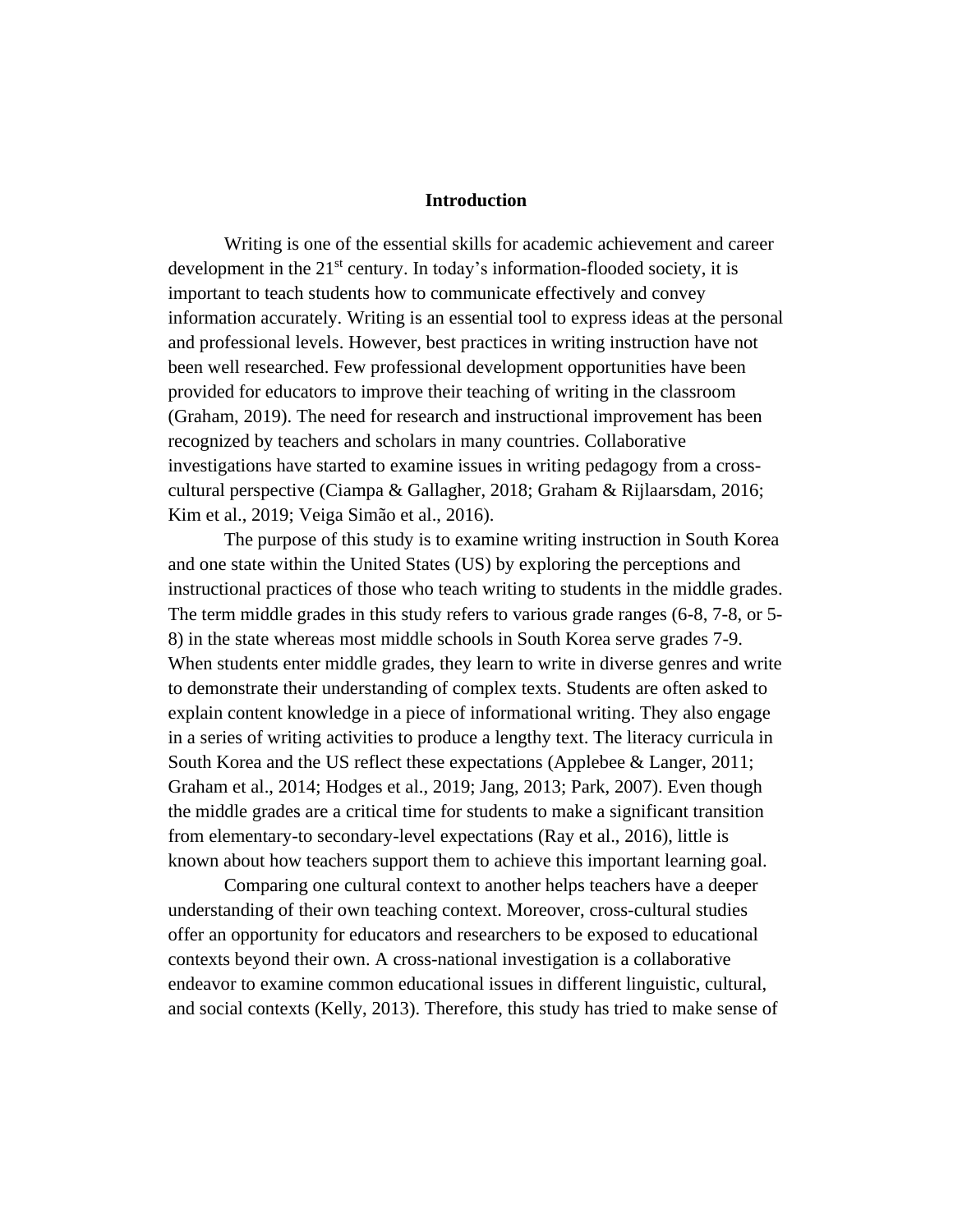# Introduction

Writing is one of the essential skills for academic achievement and career development in the 21st century. In today's information-flooded society, it is important to teach students how to communicate effectively and convey information accurately. Writing is an essential tool to express ideas at the personal and professional levels. However, best practices in writing instruction have not been well researched. Few professional development opportunities have been provided for educators to improve their teaching of writing in the classroom (Graham, 2019). The need for research and instructional improvement has been recognized by teachers and scholars in many countries. Collaborative investigations have started to examine issues in writing pedagogy from a cross-cultural perspective (Ciampa & Gallagher, 2018; Graham & Rijlaarsdam, 2016; Kim et al., 2019; Veiga Simão et al., 2016).

The purpose of this study is to examine writing instruction in South Korea and one state within the United States (US) by exploring the perceptions and instructional practices of those who teach writing to students in the middle grades. The term middle grades in this study refers to various grade ranges (6-8, 7-8, or 5-8) in the state whereas most middle schools in South Korea serve grades 7-9. When students enter middle grades, they learn to write in diverse genres and write to demonstrate their understanding of complex texts. Students are often asked to explain content knowledge in a piece of informational writing. They also engage in a series of writing activities to produce a lengthy text. The literacy curricula in South Korea and the US reflect these expectations (Applebee & Langer, 2011; Graham et al., 2014; Hodges et al., 2019; Jang, 2013; Park, 2007). Even though the middle grades are a critical time for students to make a significant transition from elementary-to secondary-level expectations (Ray et al., 2016), little is known about how teachers support them to achieve this important learning goal.

Comparing one cultural context to another helps teachers have a deeper understanding of their own teaching context. Moreover, cross-cultural studies offer an opportunity for educators and researchers to be exposed to educational contexts beyond their own. A cross-national investigation is a collaborative endeavor to examine common educational issues in different linguistic, cultural, and social contexts (Kelly, 2013). Therefore, this study has tried to make sense of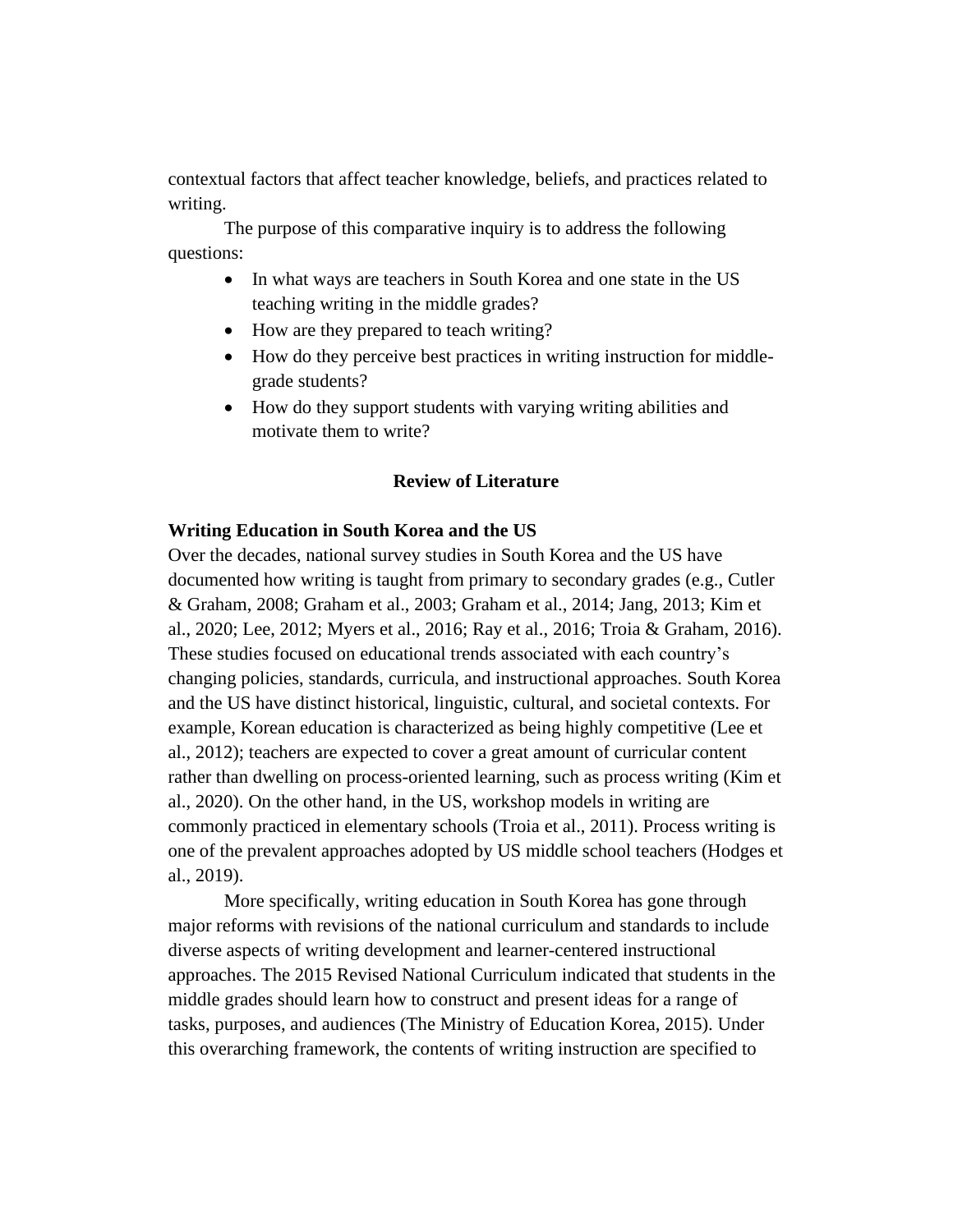contextual factors that affect teacher knowledge, beliefs, and practices related to writing.

The purpose of this comparative inquiry is to address the following questions:

- In what ways are teachers in South Korea and one state in the US teaching writing in the middle grades?
- How are they prepared to teach writing?
- How do they perceive best practices in writing instruction for middle-grade students?
- How do they support students with varying writing abilities and motivate them to write?

## Review of Literature

### Writing Education in South Korea and the US

Over the decades, national survey studies in South Korea and the US have documented how writing is taught from primary to secondary grades (e.g., Cutler & Graham, 2008; Graham et al., 2003; Graham et al., 2014; Jang, 2013; Kim et al., 2020; Lee, 2012; Myers et al., 2016; Ray et al., 2016; Troia & Graham, 2016). These studies focused on educational trends associated with each country's changing policies, standards, curricula, and instructional approaches. South Korea and the US have distinct historical, linguistic, cultural, and societal contexts. For example, Korean education is characterized as being highly competitive (Lee et al., 2012); teachers are expected to cover a great amount of curricular content rather than dwelling on process-oriented learning, such as process writing (Kim et al., 2020). On the other hand, in the US, workshop models in writing are commonly practiced in elementary schools (Troia et al., 2011). Process writing is one of the prevalent approaches adopted by US middle school teachers (Hodges et al., 2019).

More specifically, writing education in South Korea has gone through major reforms with revisions of the national curriculum and standards to include diverse aspects of writing development and learner-centered instructional approaches. The 2015 Revised National Curriculum indicated that students in the middle grades should learn how to construct and present ideas for a range of tasks, purposes, and audiences (The Ministry of Education Korea, 2015). Under this overarching framework, the contents of writing instruction are specified to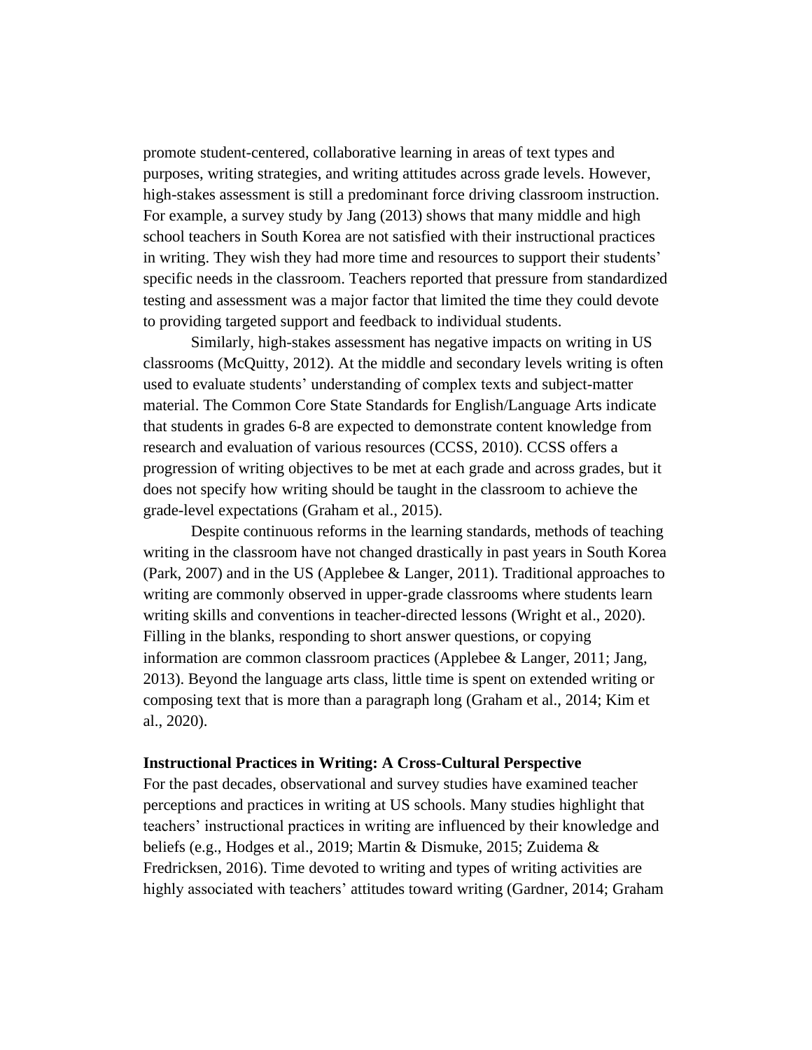promote student-centered, collaborative learning in areas of text types and purposes, writing strategies, and writing attitudes across grade levels. However, high-stakes assessment is still a predominant force driving classroom instruction. For example, a survey study by Jang (2013) shows that many middle and high school teachers in South Korea are not satisfied with their instructional practices in writing. They wish they had more time and resources to support their students' specific needs in the classroom. Teachers reported that pressure from standardized testing and assessment was a major factor that limited the time they could devote to providing targeted support and feedback to individual students.

Similarly, high-stakes assessment has negative impacts on writing in US classrooms (McQuitty, 2012). At the middle and secondary levels writing is often used to evaluate students' understanding of complex texts and subject-matter material. The Common Core State Standards for English/Language Arts indicate that students in grades 6-8 are expected to demonstrate content knowledge from research and evaluation of various resources (CCSS, 2010). CCSS offers a progression of writing objectives to be met at each grade and across grades, but it does not specify how writing should be taught in the classroom to achieve the grade-level expectations (Graham et al., 2015).

Despite continuous reforms in the learning standards, methods of teaching writing in the classroom have not changed drastically in past years in South Korea (Park, 2007) and in the US (Applebee & Langer, 2011). Traditional approaches to writing are commonly observed in upper-grade classrooms where students learn writing skills and conventions in teacher-directed lessons (Wright et al., 2020). Filling in the blanks, responding to short answer questions, or copying information are common classroom practices (Applebee & Langer, 2011; Jang, 2013). Beyond the language arts class, little time is spent on extended writing or composing text that is more than a paragraph long (Graham et al., 2014; Kim et al., 2020).

## Instructional Practices in Writing: A Cross-Cultural Perspective

For the past decades, observational and survey studies have examined teacher perceptions and practices in writing at US schools. Many studies highlight that teachers' instructional practices in writing are influenced by their knowledge and beliefs (e.g., Hodges et al., 2019; Martin & Dismuke, 2015; Zuidema & Fredricksen, 2016). Time devoted to writing and types of writing activities are highly associated with teachers' attitudes toward writing (Gardner, 2014; Graham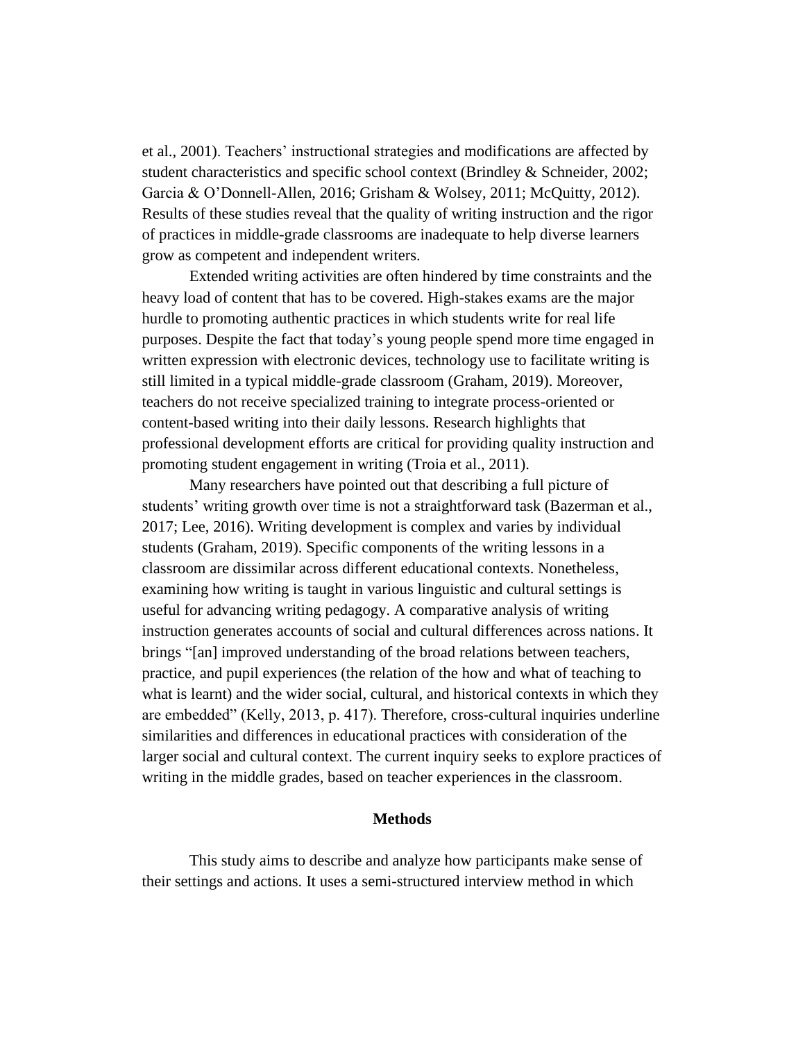et al., 2001). Teachers' instructional strategies and modifications are affected by student characteristics and specific school context (Brindley & Schneider, 2002; Garcia & O'Donnell-Allen, 2016; Grisham & Wolsey, 2011; McQuitty, 2012). Results of these studies reveal that the quality of writing instruction and the rigor of practices in middle-grade classrooms are inadequate to help diverse learners grow as competent and independent writers.

Extended writing activities are often hindered by time constraints and the heavy load of content that has to be covered. High-stakes exams are the major hurdle to promoting authentic practices in which students write for real life purposes. Despite the fact that today's young people spend more time engaged in written expression with electronic devices, technology use to facilitate writing is still limited in a typical middle-grade classroom (Graham, 2019). Moreover, teachers do not receive specialized training to integrate process-oriented or content-based writing into their daily lessons. Research highlights that professional development efforts are critical for providing quality instruction and promoting student engagement in writing (Troia et al., 2011).

Many researchers have pointed out that describing a full picture of students' writing growth over time is not a straightforward task (Bazerman et al., 2017; Lee, 2016). Writing development is complex and varies by individual students (Graham, 2019). Specific components of the writing lessons in a classroom are dissimilar across different educational contexts. Nonetheless, examining how writing is taught in various linguistic and cultural settings is useful for advancing writing pedagogy. A comparative analysis of writing instruction generates accounts of social and cultural differences across nations. It brings "[an] improved understanding of the broad relations between teachers, practice, and pupil experiences (the relation of the how and what of teaching to what is learnt) and the wider social, cultural, and historical contexts in which they are embedded" (Kelly, 2013, p. 417). Therefore, cross-cultural inquiries underline similarities and differences in educational practices with consideration of the larger social and cultural context. The current inquiry seeks to explore practices of writing in the middle grades, based on teacher experiences in the classroom.

## Methods

This study aims to describe and analyze how participants make sense of their settings and actions. It uses a semi-structured interview method in which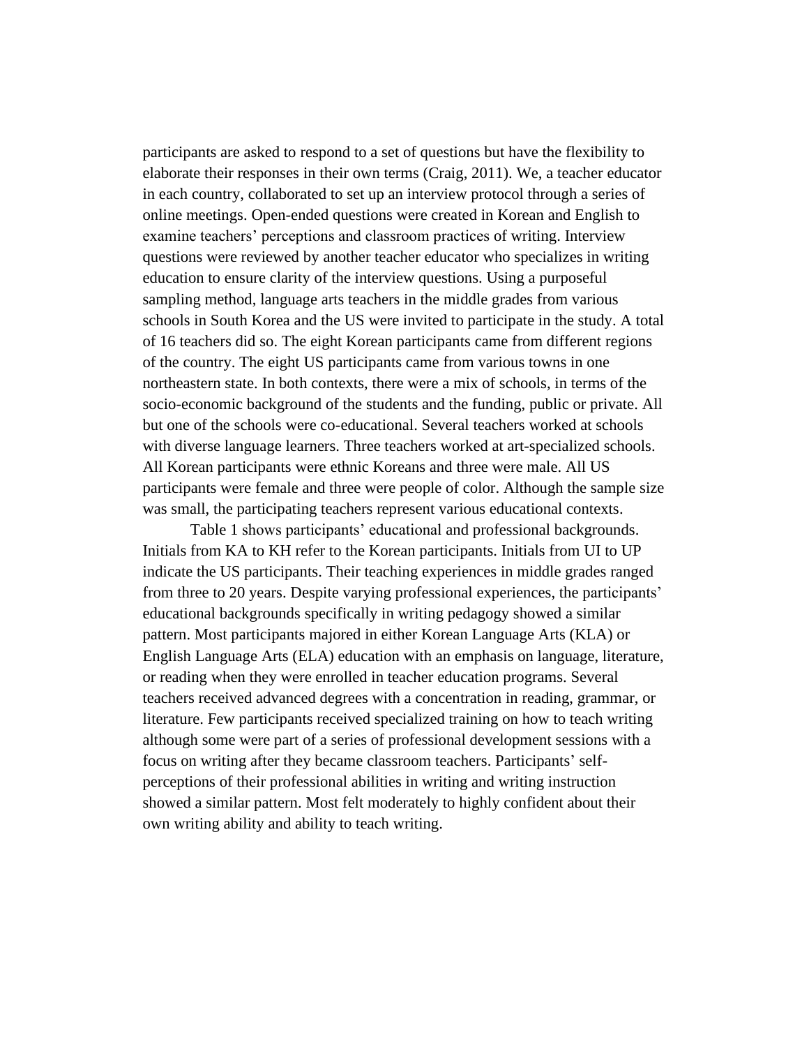participants are asked to respond to a set of questions but have the flexibility to elaborate their responses in their own terms (Craig, 2011). We, a teacher educator in each country, collaborated to set up an interview protocol through a series of online meetings. Open-ended questions were created in Korean and English to examine teachers' perceptions and classroom practices of writing. Interview questions were reviewed by another teacher educator who specializes in writing education to ensure clarity of the interview questions. Using a purposeful sampling method, language arts teachers in the middle grades from various schools in South Korea and the US were invited to participate in the study. A total of 16 teachers did so. The eight Korean participants came from different regions of the country. The eight US participants came from various towns in one northeastern state. In both contexts, there were a mix of schools, in terms of the socio-economic background of the students and the funding, public or private. All but one of the schools were co-educational. Several teachers worked at schools with diverse language learners. Three teachers worked at art-specialized schools. All Korean participants were ethnic Koreans and three were male. All US participants were female and three were people of color. Although the sample size was small, the participating teachers represent various educational contexts.

Table 1 shows participants' educational and professional backgrounds. Initials from KA to KH refer to the Korean participants. Initials from UI to UP indicate the US participants. Their teaching experiences in middle grades ranged from three to 20 years. Despite varying professional experiences, the participants' educational backgrounds specifically in writing pedagogy showed a similar pattern. Most participants majored in either Korean Language Arts (KLA) or English Language Arts (ELA) education with an emphasis on language, literature, or reading when they were enrolled in teacher education programs. Several teachers received advanced degrees with a concentration in reading, grammar, or literature. Few participants received specialized training on how to teach writing although some were part of a series of professional development sessions with a focus on writing after they became classroom teachers. Participants' self-perceptions of their professional abilities in writing and writing instruction showed a similar pattern. Most felt moderately to highly confident about their own writing ability and ability to teach writing.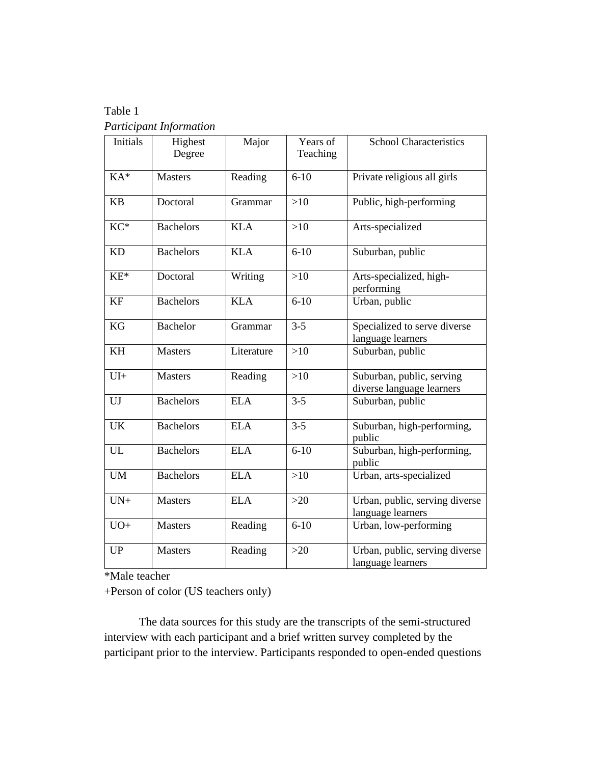Table 1

*Participant Information*

| Initials | Highest Degree | Major | Years of Teaching | School Characteristics |
|---|---|---|---|---|
| KA* | Masters | Reading | 6-10 | Private religious all girls |
| KB | Doctoral | Grammar | >10 | Public, high-performing |
| KC* | Bachelors | KLA | >10 | Arts-specialized |
| KD | Bachelors | KLA | 6-10 | Suburban, public |
| KE* | Doctoral | Writing | >10 | Arts-specialized, high-performing |
| KF | Bachelors | KLA | 6-10 | Urban, public |
| KG | Bachelor | Grammar | 3-5 | Specialized to serve diverse language learners |
| KH | Masters | Literature | >10 | Suburban, public |
| UI+ | Masters | Reading | >10 | Suburban, public, serving diverse language learners |
| UJ | Bachelors | ELA | 3-5 | Suburban, public |
| UK | Bachelors | ELA | 3-5 | Suburban, high-performing, public |
| UL | Bachelors | ELA | 6-10 | Suburban, high-performing, public |
| UM | Bachelors | ELA | >10 | Urban, arts-specialized |
| UN+ | Masters | ELA | >20 | Urban, public, serving diverse language learners |
| UO+ | Masters | Reading | 6-10 | Urban, low-performing |
| UP | Masters | Reading | >20 | Urban, public, serving diverse language learners |

*Male teacher

+Person of color (US teachers only)

The data sources for this study are the transcripts of the semi-structured interview with each participant and a brief written survey completed by the participant prior to the interview. Participants responded to open-ended questions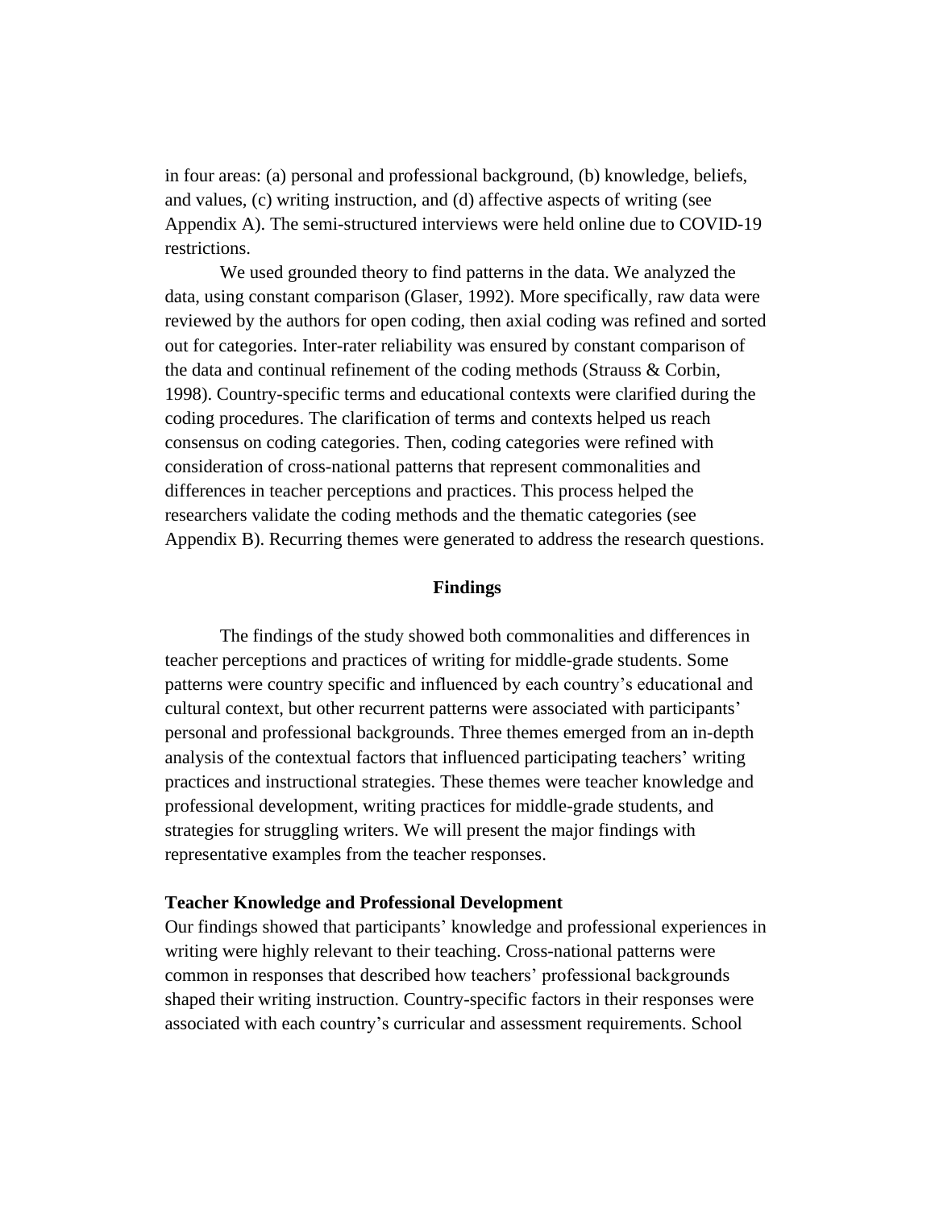in four areas: (a) personal and professional background, (b) knowledge, beliefs, and values, (c) writing instruction, and (d) affective aspects of writing (see Appendix A). The semi-structured interviews were held online due to COVID-19 restrictions.

We used grounded theory to find patterns in the data. We analyzed the data, using constant comparison (Glaser, 1992). More specifically, raw data were reviewed by the authors for open coding, then axial coding was refined and sorted out for categories. Inter-rater reliability was ensured by constant comparison of the data and continual refinement of the coding methods (Strauss & Corbin, 1998). Country-specific terms and educational contexts were clarified during the coding procedures. The clarification of terms and contexts helped us reach consensus on coding categories. Then, coding categories were refined with consideration of cross-national patterns that represent commonalities and differences in teacher perceptions and practices. This process helped the researchers validate the coding methods and the thematic categories (see Appendix B). Recurring themes were generated to address the research questions.

## Findings

The findings of the study showed both commonalities and differences in teacher perceptions and practices of writing for middle-grade students. Some patterns were country specific and influenced by each country's educational and cultural context, but other recurrent patterns were associated with participants' personal and professional backgrounds. Three themes emerged from an in-depth analysis of the contextual factors that influenced participating teachers' writing practices and instructional strategies. These themes were teacher knowledge and professional development, writing practices for middle-grade students, and strategies for struggling writers. We will present the major findings with representative examples from the teacher responses.

### Teacher Knowledge and Professional Development

Our findings showed that participants' knowledge and professional experiences in writing were highly relevant to their teaching. Cross-national patterns were common in responses that described how teachers' professional backgrounds shaped their writing instruction. Country-specific factors in their responses were associated with each country's curricular and assessment requirements. School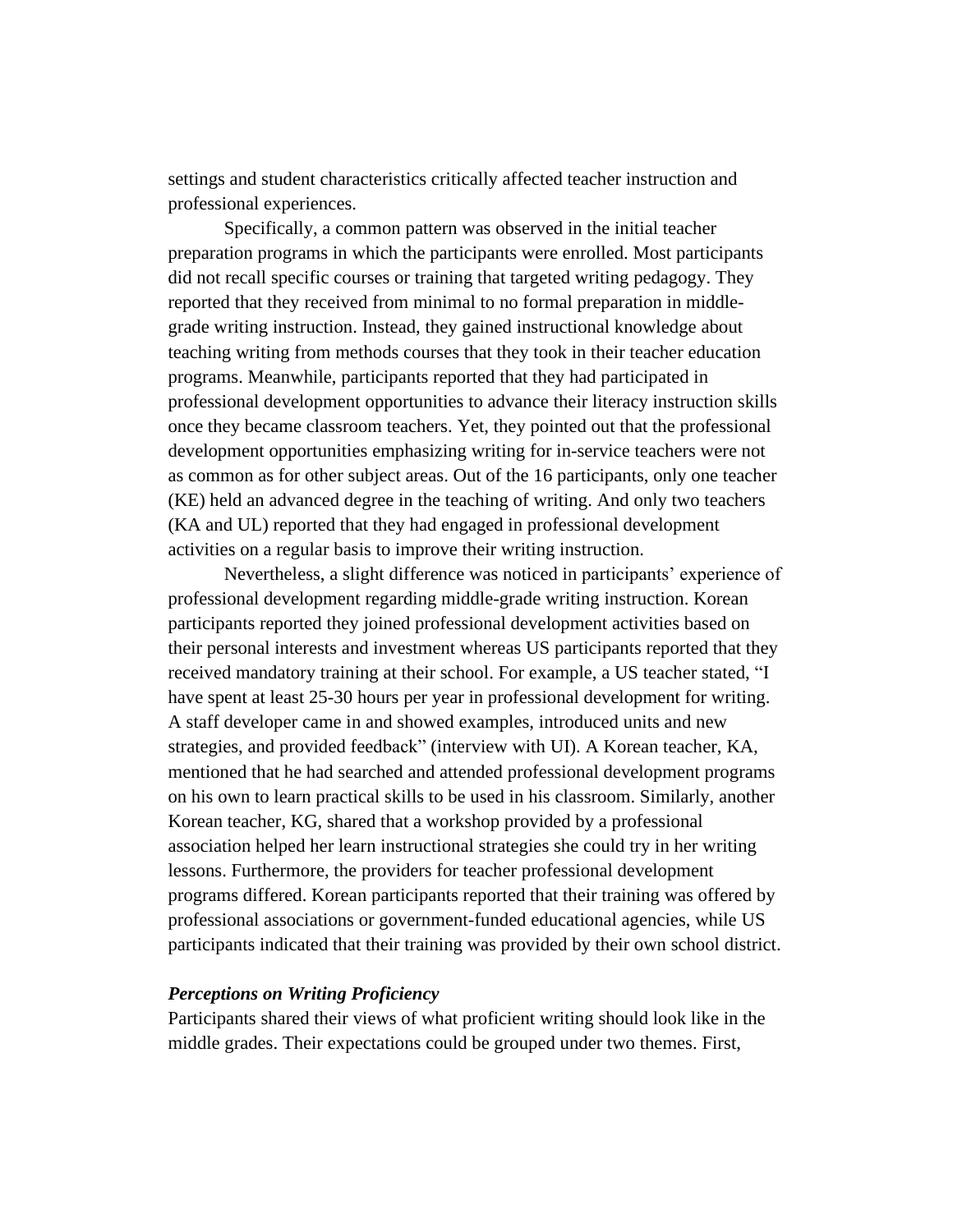settings and student characteristics critically affected teacher instruction and professional experiences.

Specifically, a common pattern was observed in the initial teacher preparation programs in which the participants were enrolled. Most participants did not recall specific courses or training that targeted writing pedagogy. They reported that they received from minimal to no formal preparation in middle-grade writing instruction. Instead, they gained instructional knowledge about teaching writing from methods courses that they took in their teacher education programs. Meanwhile, participants reported that they had participated in professional development opportunities to advance their literacy instruction skills once they became classroom teachers. Yet, they pointed out that the professional development opportunities emphasizing writing for in-service teachers were not as common as for other subject areas. Out of the 16 participants, only one teacher (KE) held an advanced degree in the teaching of writing. And only two teachers (KA and UL) reported that they had engaged in professional development activities on a regular basis to improve their writing instruction.

Nevertheless, a slight difference was noticed in participants' experience of professional development regarding middle-grade writing instruction. Korean participants reported they joined professional development activities based on their personal interests and investment whereas US participants reported that they received mandatory training at their school. For example, a US teacher stated, "I have spent at least 25-30 hours per year in professional development for writing. A staff developer came in and showed examples, introduced units and new strategies, and provided feedback" (interview with UI). A Korean teacher, KA, mentioned that he had searched and attended professional development programs on his own to learn practical skills to be used in his classroom. Similarly, another Korean teacher, KG, shared that a workshop provided by a professional association helped her learn instructional strategies she could try in her writing lessons. Furthermore, the providers for teacher professional development programs differed. Korean participants reported that their training was offered by professional associations or government-funded educational agencies, while US participants indicated that their training was provided by their own school district.

### *Perceptions on Writing Proficiency*

Participants shared their views of what proficient writing should look like in the middle grades. Their expectations could be grouped under two themes. First,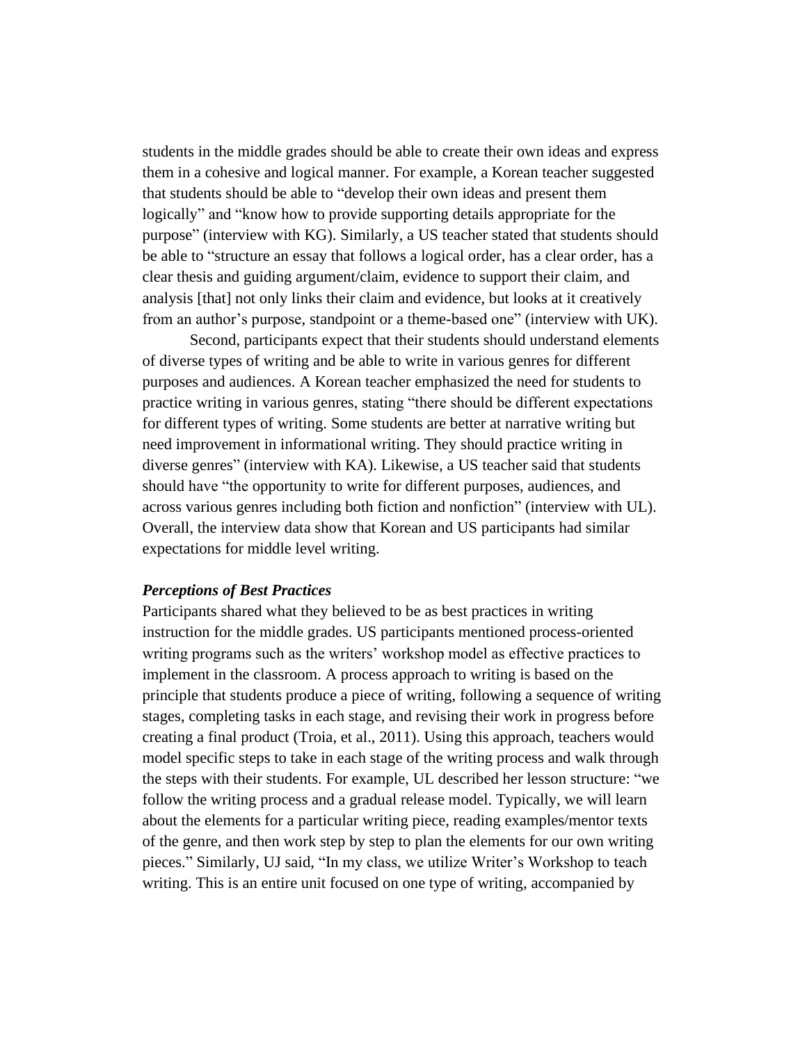students in the middle grades should be able to create their own ideas and express them in a cohesive and logical manner. For example, a Korean teacher suggested that students should be able to "develop their own ideas and present them logically" and "know how to provide supporting details appropriate for the purpose" (interview with KG). Similarly, a US teacher stated that students should be able to "structure an essay that follows a logical order, has a clear order, has a clear thesis and guiding argument/claim, evidence to support their claim, and analysis [that] not only links their claim and evidence, but looks at it creatively from an author's purpose, standpoint or a theme-based one" (interview with UK).

Second, participants expect that their students should understand elements of diverse types of writing and be able to write in various genres for different purposes and audiences. A Korean teacher emphasized the need for students to practice writing in various genres, stating "there should be different expectations for different types of writing. Some students are better at narrative writing but need improvement in informational writing. They should practice writing in diverse genres" (interview with KA). Likewise, a US teacher said that students should have "the opportunity to write for different purposes, audiences, and across various genres including both fiction and nonfiction" (interview with UL). Overall, the interview data show that Korean and US participants had similar expectations for middle level writing.

### *Perceptions of Best Practices*

Participants shared what they believed to be as best practices in writing instruction for the middle grades. US participants mentioned process-oriented writing programs such as the writers' workshop model as effective practices to implement in the classroom. A process approach to writing is based on the principle that students produce a piece of writing, following a sequence of writing stages, completing tasks in each stage, and revising their work in progress before creating a final product (Troia, et al., 2011). Using this approach, teachers would model specific steps to take in each stage of the writing process and walk through the steps with their students. For example, UL described her lesson structure: "we follow the writing process and a gradual release model. Typically, we will learn about the elements for a particular writing piece, reading examples/mentor texts of the genre, and then work step by step to plan the elements for our own writing pieces." Similarly, UJ said, "In my class, we utilize Writer's Workshop to teach writing. This is an entire unit focused on one type of writing, accompanied by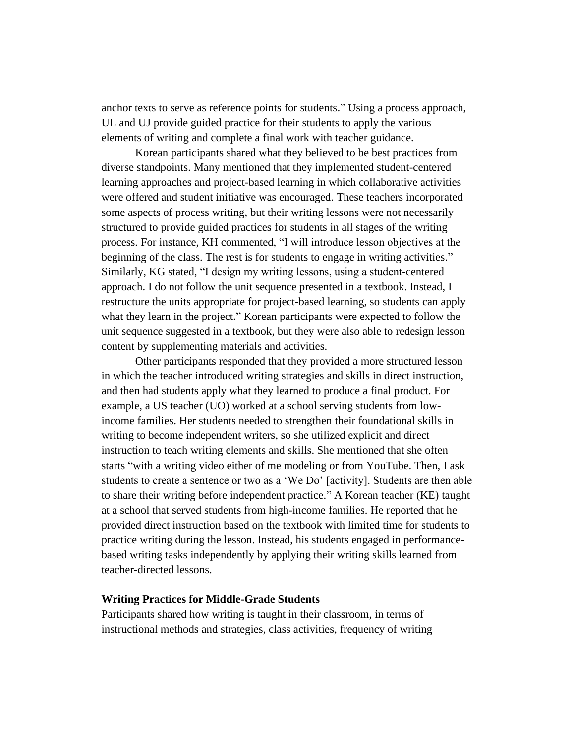anchor texts to serve as reference points for students." Using a process approach, UL and UJ provide guided practice for their students to apply the various elements of writing and complete a final work with teacher guidance.

Korean participants shared what they believed to be best practices from diverse standpoints. Many mentioned that they implemented student-centered learning approaches and project-based learning in which collaborative activities were offered and student initiative was encouraged. These teachers incorporated some aspects of process writing, but their writing lessons were not necessarily structured to provide guided practices for students in all stages of the writing process. For instance, KH commented, "I will introduce lesson objectives at the beginning of the class. The rest is for students to engage in writing activities." Similarly, KG stated, "I design my writing lessons, using a student-centered approach. I do not follow the unit sequence presented in a textbook. Instead, I restructure the units appropriate for project-based learning, so students can apply what they learn in the project." Korean participants were expected to follow the unit sequence suggested in a textbook, but they were also able to redesign lesson content by supplementing materials and activities.

Other participants responded that they provided a more structured lesson in which the teacher introduced writing strategies and skills in direct instruction, and then had students apply what they learned to produce a final product. For example, a US teacher (UO) worked at a school serving students from low-income families. Her students needed to strengthen their foundational skills in writing to become independent writers, so she utilized explicit and direct instruction to teach writing elements and skills. She mentioned that she often starts "with a writing video either of me modeling or from YouTube. Then, I ask students to create a sentence or two as a 'We Do' [activity]. Students are then able to share their writing before independent practice." A Korean teacher (KE) taught at a school that served students from high-income families. He reported that he provided direct instruction based on the textbook with limited time for students to practice writing during the lesson. Instead, his students engaged in performance-based writing tasks independently by applying their writing skills learned from teacher-directed lessons.

**Writing Practices for Middle-Grade Students**

Participants shared how writing is taught in their classroom, in terms of instructional methods and strategies, class activities, frequency of writing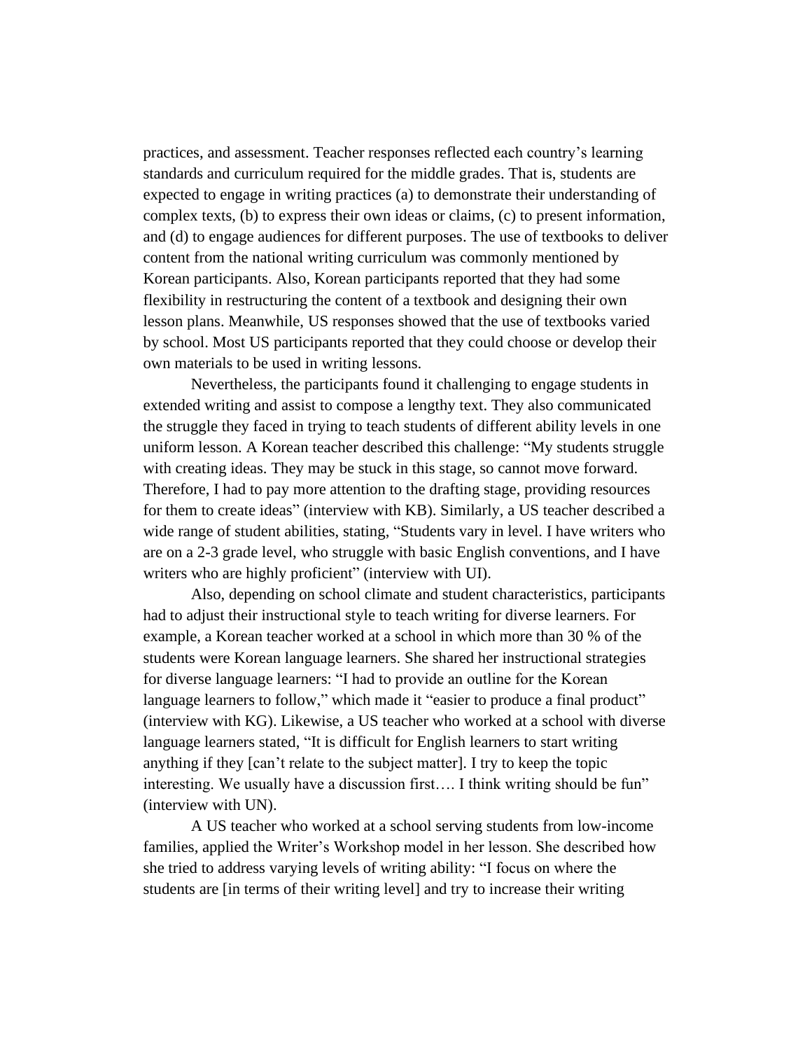practices, and assessment. Teacher responses reflected each country's learning standards and curriculum required for the middle grades. That is, students are expected to engage in writing practices (a) to demonstrate their understanding of complex texts, (b) to express their own ideas or claims, (c) to present information, and (d) to engage audiences for different purposes. The use of textbooks to deliver content from the national writing curriculum was commonly mentioned by Korean participants. Also, Korean participants reported that they had some flexibility in restructuring the content of a textbook and designing their own lesson plans. Meanwhile, US responses showed that the use of textbooks varied by school. Most US participants reported that they could choose or develop their own materials to be used in writing lessons.

Nevertheless, the participants found it challenging to engage students in extended writing and assist to compose a lengthy text. They also communicated the struggle they faced in trying to teach students of different ability levels in one uniform lesson. A Korean teacher described this challenge: "My students struggle with creating ideas. They may be stuck in this stage, so cannot move forward. Therefore, I had to pay more attention to the drafting stage, providing resources for them to create ideas" (interview with KB). Similarly, a US teacher described a wide range of student abilities, stating, "Students vary in level. I have writers who are on a 2-3 grade level, who struggle with basic English conventions, and I have writers who are highly proficient" (interview with UI).

Also, depending on school climate and student characteristics, participants had to adjust their instructional style to teach writing for diverse learners. For example, a Korean teacher worked at a school in which more than 30 % of the students were Korean language learners. She shared her instructional strategies for diverse language learners: "I had to provide an outline for the Korean language learners to follow," which made it "easier to produce a final product" (interview with KG). Likewise, a US teacher who worked at a school with diverse language learners stated, "It is difficult for English learners to start writing anything if they [can't relate to the subject matter]. I try to keep the topic interesting. We usually have a discussion first…. I think writing should be fun" (interview with UN).

A US teacher who worked at a school serving students from low-income families, applied the Writer's Workshop model in her lesson. She described how she tried to address varying levels of writing ability: "I focus on where the students are [in terms of their writing level] and try to increase their writing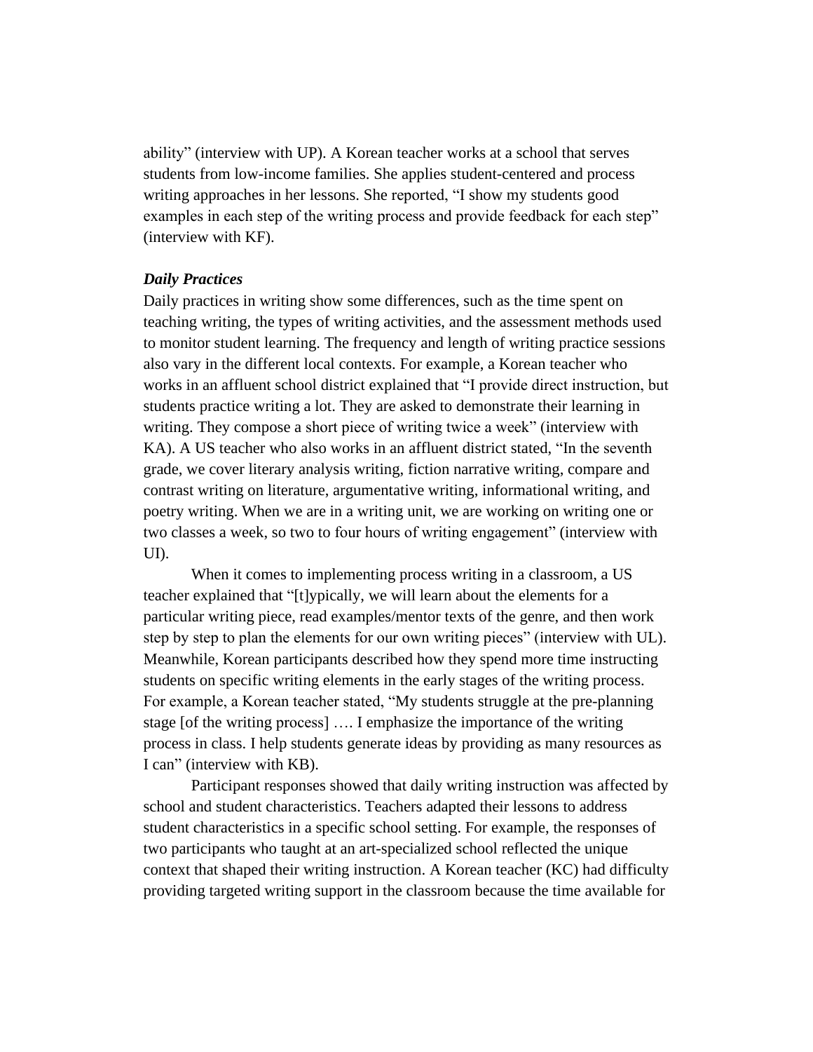ability" (interview with UP). A Korean teacher works at a school that serves students from low-income families. She applies student-centered and process writing approaches in her lessons. She reported, "I show my students good examples in each step of the writing process and provide feedback for each step" (interview with KF).

### *Daily Practices*

Daily practices in writing show some differences, such as the time spent on teaching writing, the types of writing activities, and the assessment methods used to monitor student learning. The frequency and length of writing practice sessions also vary in the different local contexts. For example, a Korean teacher who works in an affluent school district explained that "I provide direct instruction, but students practice writing a lot. They are asked to demonstrate their learning in writing. They compose a short piece of writing twice a week" (interview with KA). A US teacher who also works in an affluent district stated, "In the seventh grade, we cover literary analysis writing, fiction narrative writing, compare and contrast writing on literature, argumentative writing, informational writing, and poetry writing. When we are in a writing unit, we are working on writing one or two classes a week, so two to four hours of writing engagement" (interview with UI).

When it comes to implementing process writing in a classroom, a US teacher explained that "[t]ypically, we will learn about the elements for a particular writing piece, read examples/mentor texts of the genre, and then work step by step to plan the elements for our own writing pieces" (interview with UL). Meanwhile, Korean participants described how they spend more time instructing students on specific writing elements in the early stages of the writing process. For example, a Korean teacher stated, "My students struggle at the pre-planning stage [of the writing process] …. I emphasize the importance of the writing process in class. I help students generate ideas by providing as many resources as I can" (interview with KB).

Participant responses showed that daily writing instruction was affected by school and student characteristics. Teachers adapted their lessons to address student characteristics in a specific school setting. For example, the responses of two participants who taught at an art-specialized school reflected the unique context that shaped their writing instruction. A Korean teacher (KC) had difficulty providing targeted writing support in the classroom because the time available for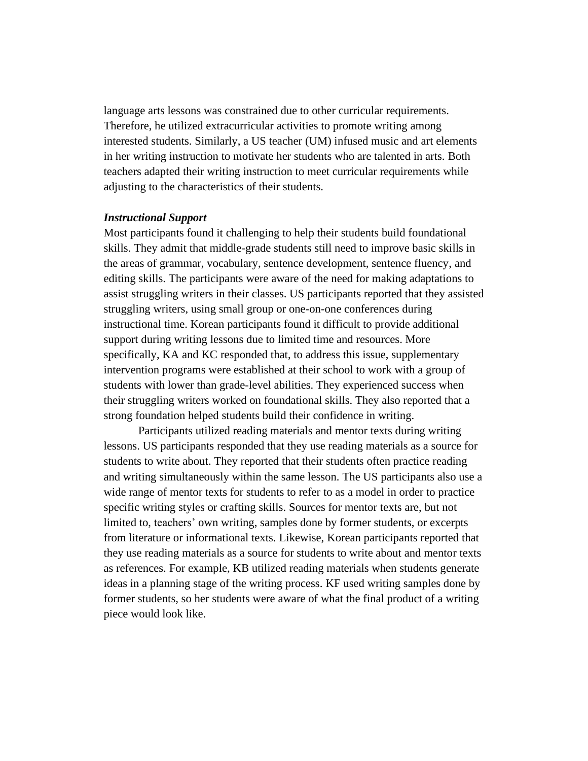language arts lessons was constrained due to other curricular requirements. Therefore, he utilized extracurricular activities to promote writing among interested students. Similarly, a US teacher (UM) infused music and art elements in her writing instruction to motivate her students who are talented in arts. Both teachers adapted their writing instruction to meet curricular requirements while adjusting to the characteristics of their students.

***Instructional Support***

Most participants found it challenging to help their students build foundational skills. They admit that middle-grade students still need to improve basic skills in the areas of grammar, vocabulary, sentence development, sentence fluency, and editing skills. The participants were aware of the need for making adaptations to assist struggling writers in their classes. US participants reported that they assisted struggling writers, using small group or one-on-one conferences during instructional time. Korean participants found it difficult to provide additional support during writing lessons due to limited time and resources. More specifically, KA and KC responded that, to address this issue, supplementary intervention programs were established at their school to work with a group of students with lower than grade-level abilities. They experienced success when their struggling writers worked on foundational skills. They also reported that a strong foundation helped students build their confidence in writing.

Participants utilized reading materials and mentor texts during writing lessons. US participants responded that they use reading materials as a source for students to write about. They reported that their students often practice reading and writing simultaneously within the same lesson. The US participants also use a wide range of mentor texts for students to refer to as a model in order to practice specific writing styles or crafting skills. Sources for mentor texts are, but not limited to, teachers' own writing, samples done by former students, or excerpts from literature or informational texts. Likewise, Korean participants reported that they use reading materials as a source for students to write about and mentor texts as references. For example, KB utilized reading materials when students generate ideas in a planning stage of the writing process. KF used writing samples done by former students, so her students were aware of what the final product of a writing piece would look like.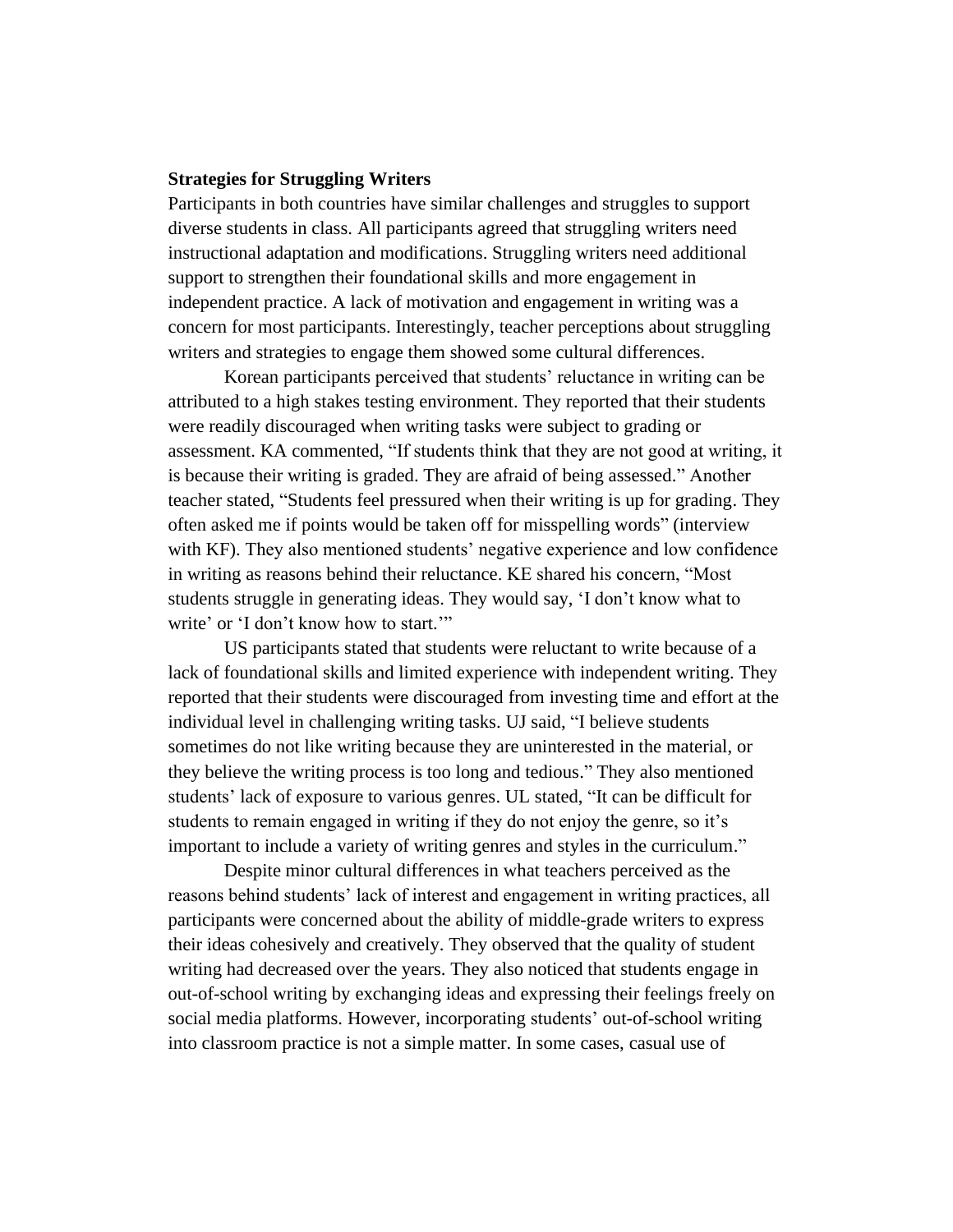**Strategies for Struggling Writers**

Participants in both countries have similar challenges and struggles to support diverse students in class. All participants agreed that struggling writers need instructional adaptation and modifications. Struggling writers need additional support to strengthen their foundational skills and more engagement in independent practice. A lack of motivation and engagement in writing was a concern for most participants. Interestingly, teacher perceptions about struggling writers and strategies to engage them showed some cultural differences.

Korean participants perceived that students' reluctance in writing can be attributed to a high stakes testing environment. They reported that their students were readily discouraged when writing tasks were subject to grading or assessment. KA commented, "If students think that they are not good at writing, it is because their writing is graded. They are afraid of being assessed." Another teacher stated, "Students feel pressured when their writing is up for grading. They often asked me if points would be taken off for misspelling words" (interview with KF). They also mentioned students' negative experience and low confidence in writing as reasons behind their reluctance. KE shared his concern, "Most students struggle in generating ideas. They would say, 'I don't know what to write' or 'I don't know how to start.'"

US participants stated that students were reluctant to write because of a lack of foundational skills and limited experience with independent writing. They reported that their students were discouraged from investing time and effort at the individual level in challenging writing tasks. UJ said, "I believe students sometimes do not like writing because they are uninterested in the material, or they believe the writing process is too long and tedious." They also mentioned students' lack of exposure to various genres. UL stated, "It can be difficult for students to remain engaged in writing if they do not enjoy the genre, so it's important to include a variety of writing genres and styles in the curriculum."

Despite minor cultural differences in what teachers perceived as the reasons behind students' lack of interest and engagement in writing practices, all participants were concerned about the ability of middle-grade writers to express their ideas cohesively and creatively. They observed that the quality of student writing had decreased over the years. They also noticed that students engage in out-of-school writing by exchanging ideas and expressing their feelings freely on social media platforms. However, incorporating students' out-of-school writing into classroom practice is not a simple matter. In some cases, casual use of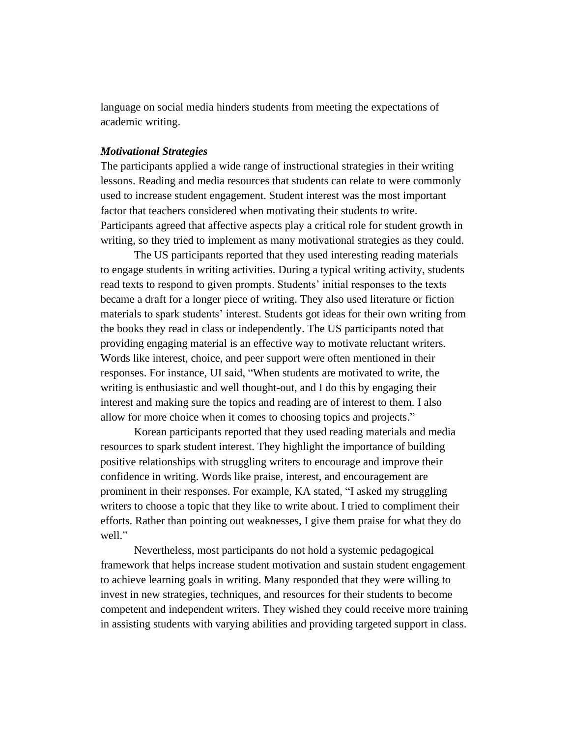language on social media hinders students from meeting the expectations of academic writing.

***Motivational Strategies***

The participants applied a wide range of instructional strategies in their writing lessons. Reading and media resources that students can relate to were commonly used to increase student engagement. Student interest was the most important factor that teachers considered when motivating their students to write. Participants agreed that affective aspects play a critical role for student growth in writing, so they tried to implement as many motivational strategies as they could.

The US participants reported that they used interesting reading materials to engage students in writing activities. During a typical writing activity, students read texts to respond to given prompts. Students' initial responses to the texts became a draft for a longer piece of writing. They also used literature or fiction materials to spark students' interest. Students got ideas for their own writing from the books they read in class or independently. The US participants noted that providing engaging material is an effective way to motivate reluctant writers. Words like interest, choice, and peer support were often mentioned in their responses. For instance, UI said, "When students are motivated to write, the writing is enthusiastic and well thought-out, and I do this by engaging their interest and making sure the topics and reading are of interest to them. I also allow for more choice when it comes to choosing topics and projects."

Korean participants reported that they used reading materials and media resources to spark student interest. They highlight the importance of building positive relationships with struggling writers to encourage and improve their confidence in writing. Words like praise, interest, and encouragement are prominent in their responses. For example, KA stated, "I asked my struggling writers to choose a topic that they like to write about. I tried to compliment their efforts. Rather than pointing out weaknesses, I give them praise for what they do well."

Nevertheless, most participants do not hold a systemic pedagogical framework that helps increase student motivation and sustain student engagement to achieve learning goals in writing. Many responded that they were willing to invest in new strategies, techniques, and resources for their students to become competent and independent writers. They wished they could receive more training in assisting students with varying abilities and providing targeted support in class.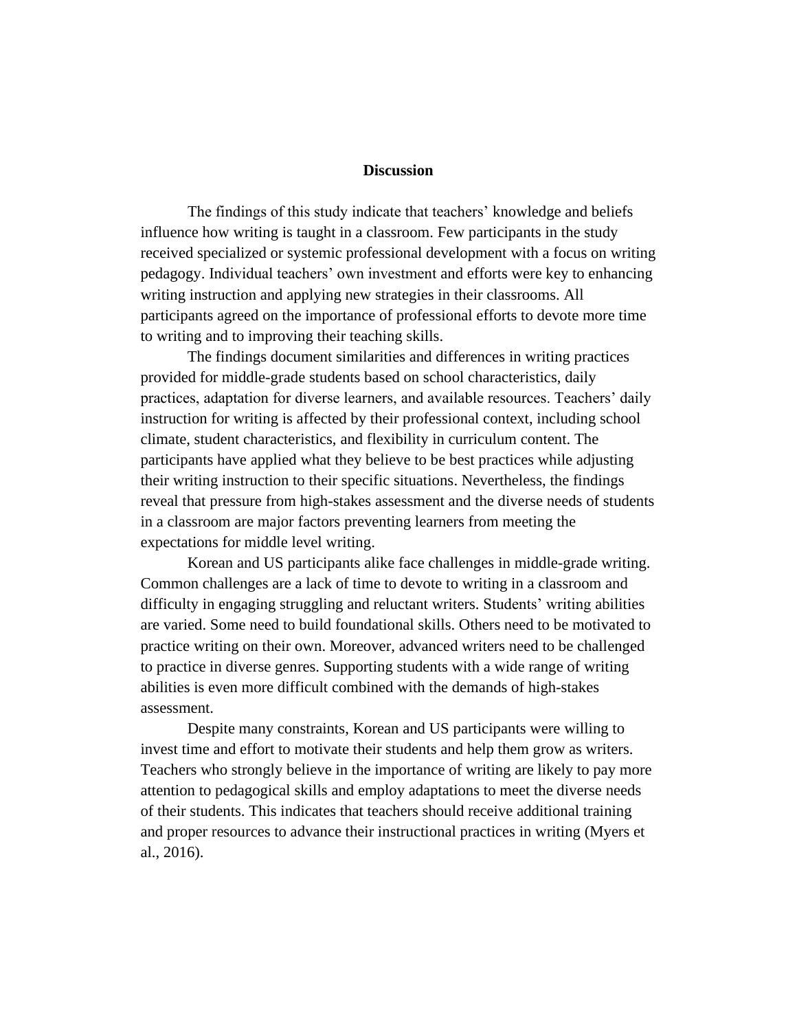## Discussion

The findings of this study indicate that teachers' knowledge and beliefs influence how writing is taught in a classroom. Few participants in the study received specialized or systemic professional development with a focus on writing pedagogy. Individual teachers' own investment and efforts were key to enhancing writing instruction and applying new strategies in their classrooms. All participants agreed on the importance of professional efforts to devote more time to writing and to improving their teaching skills.

The findings document similarities and differences in writing practices provided for middle-grade students based on school characteristics, daily practices, adaptation for diverse learners, and available resources. Teachers' daily instruction for writing is affected by their professional context, including school climate, student characteristics, and flexibility in curriculum content. The participants have applied what they believe to be best practices while adjusting their writing instruction to their specific situations. Nevertheless, the findings reveal that pressure from high-stakes assessment and the diverse needs of students in a classroom are major factors preventing learners from meeting the expectations for middle level writing.

Korean and US participants alike face challenges in middle-grade writing. Common challenges are a lack of time to devote to writing in a classroom and difficulty in engaging struggling and reluctant writers. Students' writing abilities are varied. Some need to build foundational skills. Others need to be motivated to practice writing on their own. Moreover, advanced writers need to be challenged to practice in diverse genres. Supporting students with a wide range of writing abilities is even more difficult combined with the demands of high-stakes assessment.

Despite many constraints, Korean and US participants were willing to invest time and effort to motivate their students and help them grow as writers. Teachers who strongly believe in the importance of writing are likely to pay more attention to pedagogical skills and employ adaptations to meet the diverse needs of their students. This indicates that teachers should receive additional training and proper resources to advance their instructional practices in writing (Myers et al., 2016).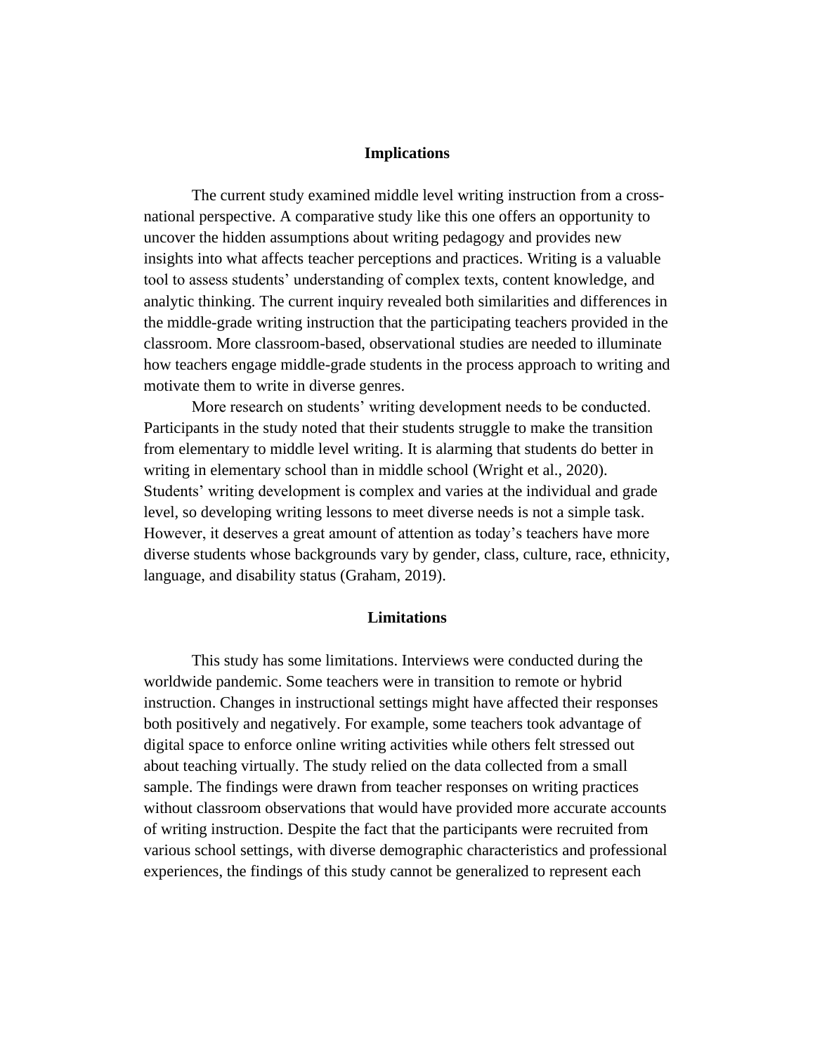## Implications

The current study examined middle level writing instruction from a cross-national perspective. A comparative study like this one offers an opportunity to uncover the hidden assumptions about writing pedagogy and provides new insights into what affects teacher perceptions and practices. Writing is a valuable tool to assess students' understanding of complex texts, content knowledge, and analytic thinking. The current inquiry revealed both similarities and differences in the middle-grade writing instruction that the participating teachers provided in the classroom. More classroom-based, observational studies are needed to illuminate how teachers engage middle-grade students in the process approach to writing and motivate them to write in diverse genres.

More research on students' writing development needs to be conducted. Participants in the study noted that their students struggle to make the transition from elementary to middle level writing. It is alarming that students do better in writing in elementary school than in middle school (Wright et al., 2020). Students' writing development is complex and varies at the individual and grade level, so developing writing lessons to meet diverse needs is not a simple task. However, it deserves a great amount of attention as today's teachers have more diverse students whose backgrounds vary by gender, class, culture, race, ethnicity, language, and disability status (Graham, 2019).

## Limitations

This study has some limitations. Interviews were conducted during the worldwide pandemic. Some teachers were in transition to remote or hybrid instruction. Changes in instructional settings might have affected their responses both positively and negatively. For example, some teachers took advantage of digital space to enforce online writing activities while others felt stressed out about teaching virtually. The study relied on the data collected from a small sample. The findings were drawn from teacher responses on writing practices without classroom observations that would have provided more accurate accounts of writing instruction. Despite the fact that the participants were recruited from various school settings, with diverse demographic characteristics and professional experiences, the findings of this study cannot be generalized to represent each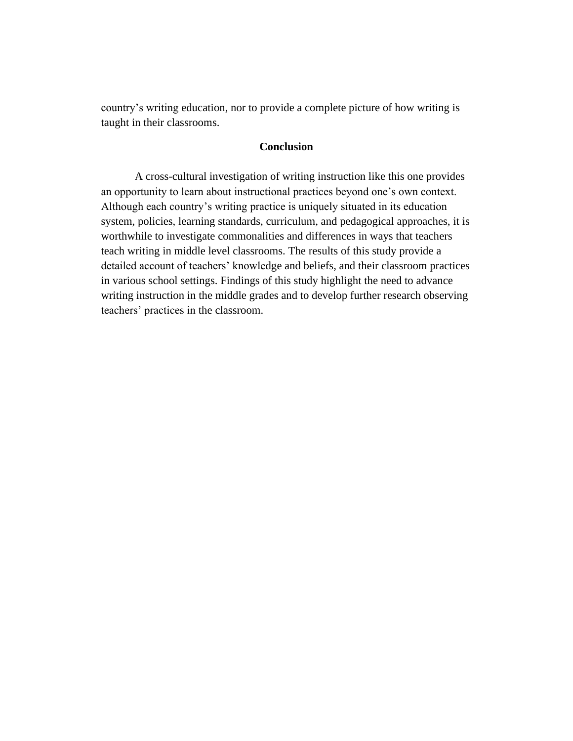country’s writing education, nor to provide a complete picture of how writing is taught in their classrooms.

## Conclusion

A cross-cultural investigation of writing instruction like this one provides an opportunity to learn about instructional practices beyond one’s own context. Although each country’s writing practice is uniquely situated in its education system, policies, learning standards, curriculum, and pedagogical approaches, it is worthwhile to investigate commonalities and differences in ways that teachers teach writing in middle level classrooms. The results of this study provide a detailed account of teachers’ knowledge and beliefs, and their classroom practices in various school settings. Findings of this study highlight the need to advance writing instruction in the middle grades and to develop further research observing teachers’ practices in the classroom.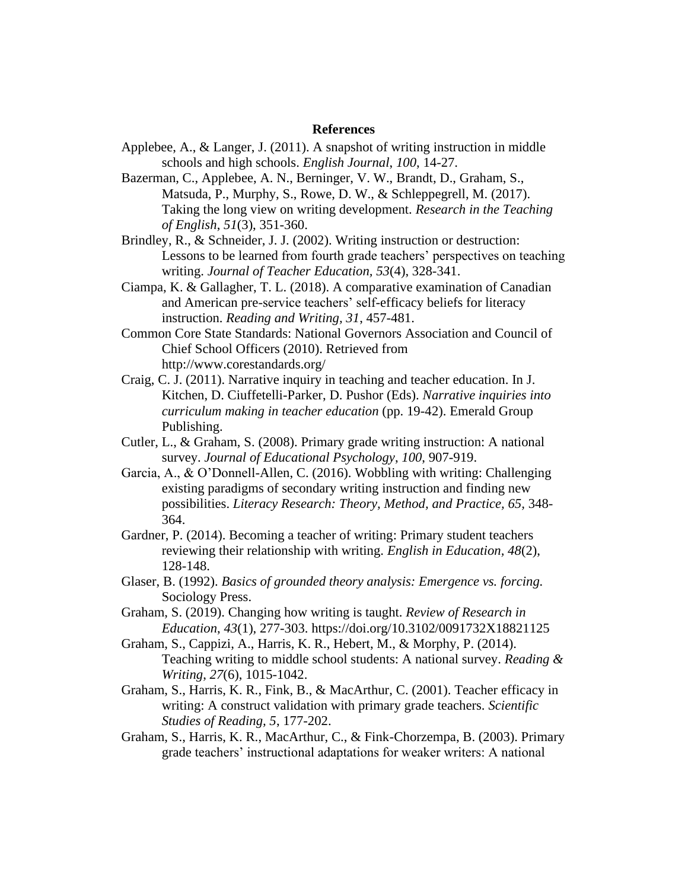## References

Applebee, A., & Langer, J. (2011). A snapshot of writing instruction in middle schools and high schools. *English Journal*, *100*, 14-27.

Bazerman, C., Applebee, A. N., Berninger, V. W., Brandt, D., Graham, S., Matsuda, P., Murphy, S., Rowe, D. W., & Schleppegrell, M. (2017). Taking the long view on writing development. *Research in the Teaching of English*, *51*(3), 351-360.

Brindley, R., & Schneider, J. J. (2002). Writing instruction or destruction: Lessons to be learned from fourth grade teachers' perspectives on teaching writing. *Journal of Teacher Education, 53*(4), 328-341.

Ciampa, K. & Gallagher, T. L. (2018). A comparative examination of Canadian and American pre-service teachers' self-efficacy beliefs for literacy instruction. *Reading and Writing, 31*, 457-481.

Common Core State Standards: National Governors Association and Council of Chief School Officers (2010). Retrieved from http://www.corestandards.org/

Craig, C. J. (2011). Narrative inquiry in teaching and teacher education. In J. Kitchen, D. Ciuffetelli-Parker, D. Pushor (Eds). *Narrative inquiries into curriculum making in teacher education* (pp. 19-42). Emerald Group Publishing.

Cutler, L., & Graham, S. (2008). Primary grade writing instruction: A national survey. *Journal of Educational Psychology*, *100*, 907-919.

Garcia, A., & O'Donnell-Allen, C. (2016). Wobbling with writing: Challenging existing paradigms of secondary writing instruction and finding new possibilities. *Literacy Research: Theory, Method, and Practice, 65*, 348-364.

Gardner, P. (2014). Becoming a teacher of writing: Primary student teachers reviewing their relationship with writing. *English in Education, 48*(2), 128-148.

Glaser, B. (1992). *Basics of grounded theory analysis: Emergence vs. forcing.* Sociology Press.

Graham, S. (2019). Changing how writing is taught. *Review of Research in Education*, *43*(1), 277-303. https://doi.org/10.3102/0091732X18821125

Graham, S., Cappizi, A., Harris, K. R., Hebert, M., & Morphy, P. (2014). Teaching writing to middle school students: A national survey. *Reading & Writing*, *27*(6), 1015-1042.

Graham, S., Harris, K. R., Fink, B., & MacArthur, C. (2001). Teacher efficacy in writing: A construct validation with primary grade teachers. *Scientific Studies of Reading*, *5*, 177-202.

Graham, S., Harris, K. R., MacArthur, C., & Fink-Chorzempa, B. (2003). Primary grade teachers' instructional adaptations for weaker writers: A national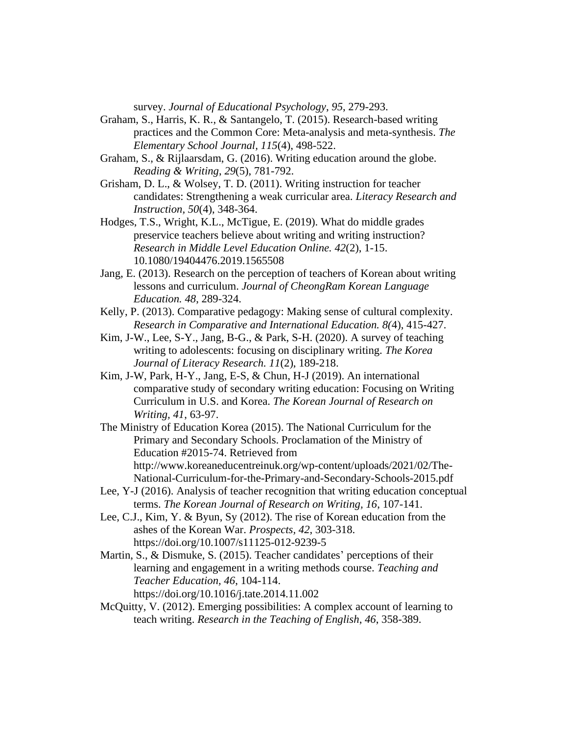survey. *Journal of Educational Psychology*, *95*, 279-293.

Graham, S., Harris, K. R., & Santangelo, T. (2015). Research-based writing practices and the Common Core: Meta-analysis and meta-synthesis. *The Elementary School Journal, 115*(4), 498-522.

Graham, S., & Rijlaarsdam, G. (2016). Writing education around the globe. *Reading & Writing*, *29*(5), 781-792.

Grisham, D. L., & Wolsey, T. D. (2011). Writing instruction for teacher candidates: Strengthening a weak curricular area. *Literacy Research and Instruction*, *50*(4), 348-364.

Hodges, T.S., Wright, K.L., McTigue, E. (2019). What do middle grades preservice teachers believe about writing and writing instruction? *Research in Middle Level Education Online. 42*(2), 1-15. 10.1080/19404476.2019.1565508

Jang, E. (2013). Research on the perception of teachers of Korean about writing lessons and curriculum. *Journal of CheongRam Korean Language Education. 48*, 289-324.

Kelly, P. (2013). Comparative pedagogy: Making sense of cultural complexity. *Research in Comparative and International Education. 8(*4), 415-427.

Kim, J-W., Lee, S-Y., Jang, B-G., & Park, S-H. (2020). A survey of teaching writing to adolescents: focusing on disciplinary writing. *The Korea Journal of Literacy Research. 11*(2), 189-218.

Kim, J-W, Park, H-Y., Jang, E-S, & Chun, H-J (2019). An international comparative study of secondary writing education: Focusing on Writing Curriculum in U.S. and Korea. *The Korean Journal of Research on Writing, 41*, 63-97.

The Ministry of Education Korea (2015). The National Curriculum for the Primary and Secondary Schools. Proclamation of the Ministry of Education #2015-74. Retrieved from http://www.koreaneducentreinuk.org/wp-content/uploads/2021/02/The-National-Curriculum-for-the-Primary-and-Secondary-Schools-2015.pdf

Lee, Y-J (2016). Analysis of teacher recognition that writing education conceptual terms. *The Korean Journal of Research on Writing, 16*, 107-141.

Lee, C.J., Kim, Y. & Byun, Sy (2012). The rise of Korean education from the ashes of the Korean War. *Prospects, 42*, 303-318. https://doi.org/10.1007/s11125-012-9239-5

Martin, S., & Dismuke, S. (2015). Teacher candidates' perceptions of their learning and engagement in a writing methods course. *Teaching and Teacher Education, 46*, 104-114. https://doi.org/10.1016/j.tate.2014.11.002

McQuitty, V. (2012). Emerging possibilities: A complex account of learning to teach writing. *Research in the Teaching of English*, *46*, 358-389.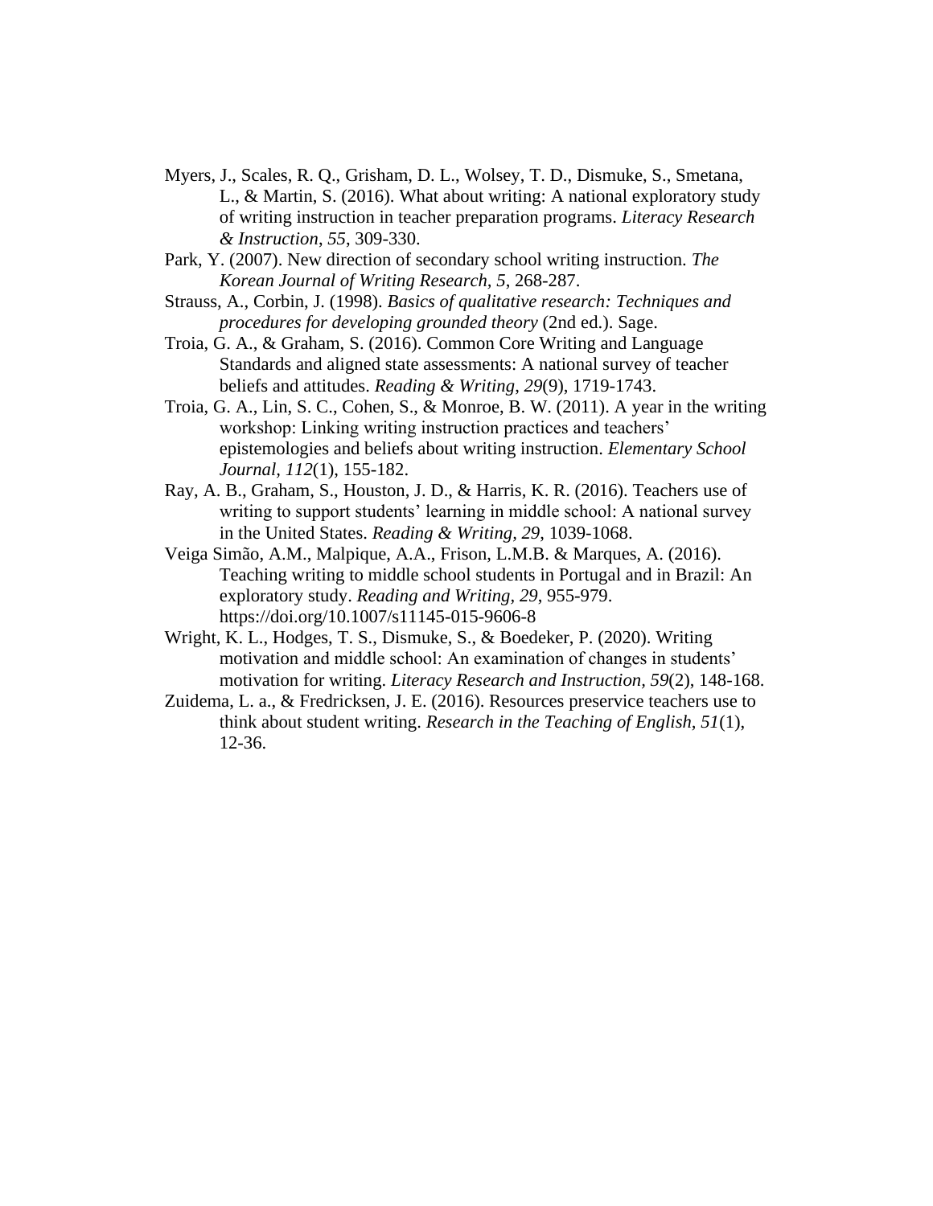Myers, J., Scales, R. Q., Grisham, D. L., Wolsey, T. D., Dismuke, S., Smetana, L., & Martin, S. (2016). What about writing: A national exploratory study of writing instruction in teacher preparation programs. *Literacy Research & Instruction*, *55*, 309-330.

Park, Y. (2007). New direction of secondary school writing instruction. *The Korean Journal of Writing Research, 5*, 268-287.

Strauss, A., Corbin, J. (1998). *Basics of qualitative research: Techniques and procedures for developing grounded theory* (2nd ed.). Sage.

Troia, G. A., & Graham, S. (2016). Common Core Writing and Language Standards and aligned state assessments: A national survey of teacher beliefs and attitudes. *Reading & Writing*, *29*(9), 1719-1743.

Troia, G. A., Lin, S. C., Cohen, S., & Monroe, B. W. (2011). A year in the writing workshop: Linking writing instruction practices and teachers' epistemologies and beliefs about writing instruction. *Elementary School Journal*, *112*(1), 155-182.

Ray, A. B., Graham, S., Houston, J. D., & Harris, K. R. (2016). Teachers use of writing to support students' learning in middle school: A national survey in the United States. *Reading & Writing*, *29*, 1039-1068.

Veiga Simão, A.M., Malpique, A.A., Frison, L.M.B. & Marques, A. (2016). Teaching writing to middle school students in Portugal and in Brazil: An exploratory study. *Reading and Writing, 29*, 955-979. https://doi.org/10.1007/s11145-015-9606-8

Wright, K. L., Hodges, T. S., Dismuke, S., & Boedeker, P. (2020). Writing motivation and middle school: An examination of changes in students' motivation for writing. *Literacy Research and Instruction*, *59*(2), 148-168.

Zuidema, L. a., & Fredricksen, J. E. (2016). Resources preservice teachers use to think about student writing. *Research in the Teaching of English*, *51*(1), 12-36.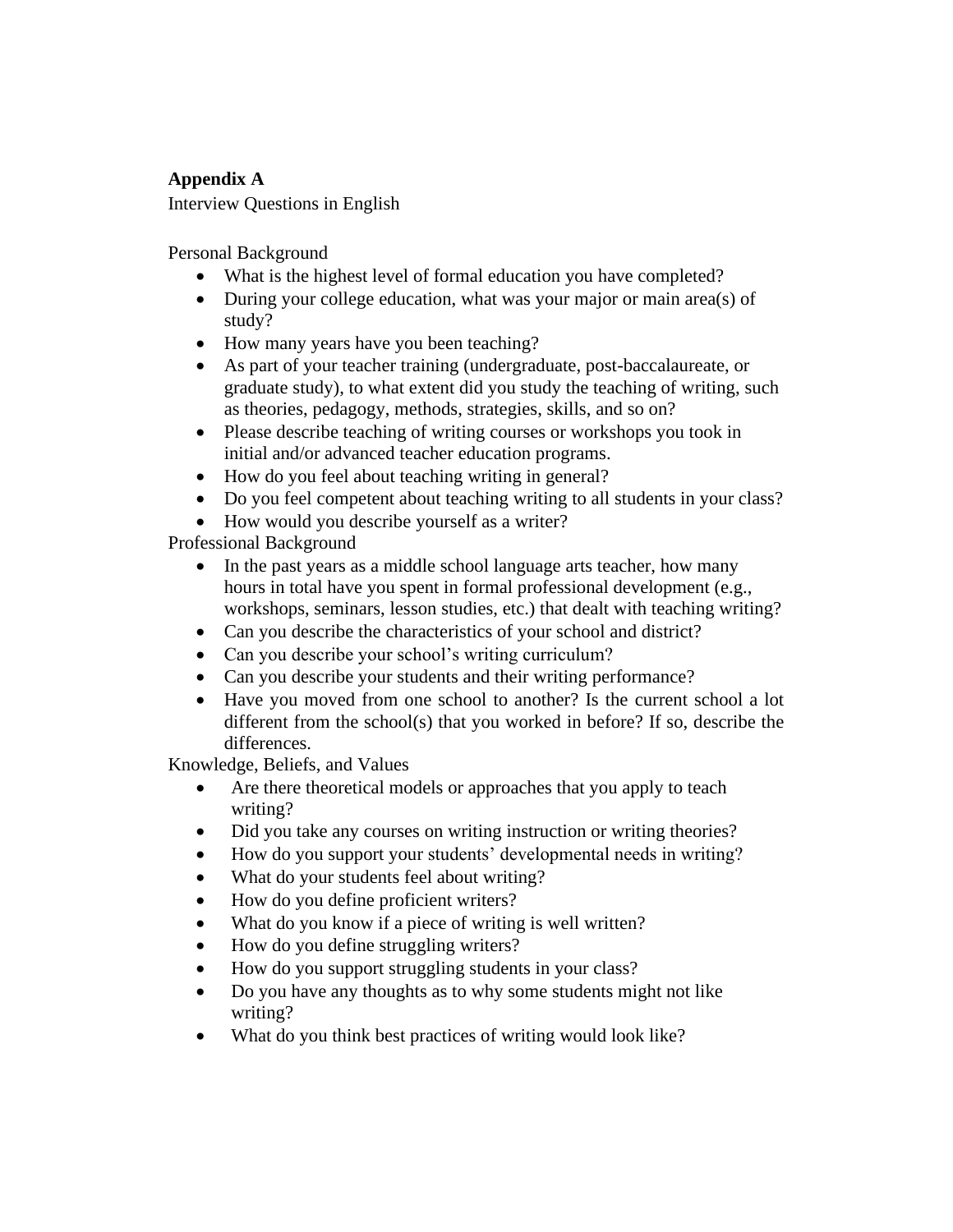**Appendix A**

Interview Questions in English

Personal Background

- What is the highest level of formal education you have completed?
- During your college education, what was your major or main area(s) of study?
- How many years have you been teaching?
- As part of your teacher training (undergraduate, post-baccalaureate, or graduate study), to what extent did you study the teaching of writing, such as theories, pedagogy, methods, strategies, skills, and so on?
- Please describe teaching of writing courses or workshops you took in initial and/or advanced teacher education programs.
- How do you feel about teaching writing in general?
- Do you feel competent about teaching writing to all students in your class?
- How would you describe yourself as a writer?

Professional Background

- In the past years as a middle school language arts teacher, how many hours in total have you spent in formal professional development (e.g., workshops, seminars, lesson studies, etc.) that dealt with teaching writing?
- Can you describe the characteristics of your school and district?
- Can you describe your school's writing curriculum?
- Can you describe your students and their writing performance?
- Have you moved from one school to another? Is the current school a lot different from the school(s) that you worked in before? If so, describe the differences.

Knowledge, Beliefs, and Values

- Are there theoretical models or approaches that you apply to teach writing?
- Did you take any courses on writing instruction or writing theories?
- How do you support your students' developmental needs in writing?
- What do your students feel about writing?
- How do you define proficient writers?
- What do you know if a piece of writing is well written?
- How do you define struggling writers?
- How do you support struggling students in your class?
- Do you have any thoughts as to why some students might not like writing?
- What do you think best practices of writing would look like?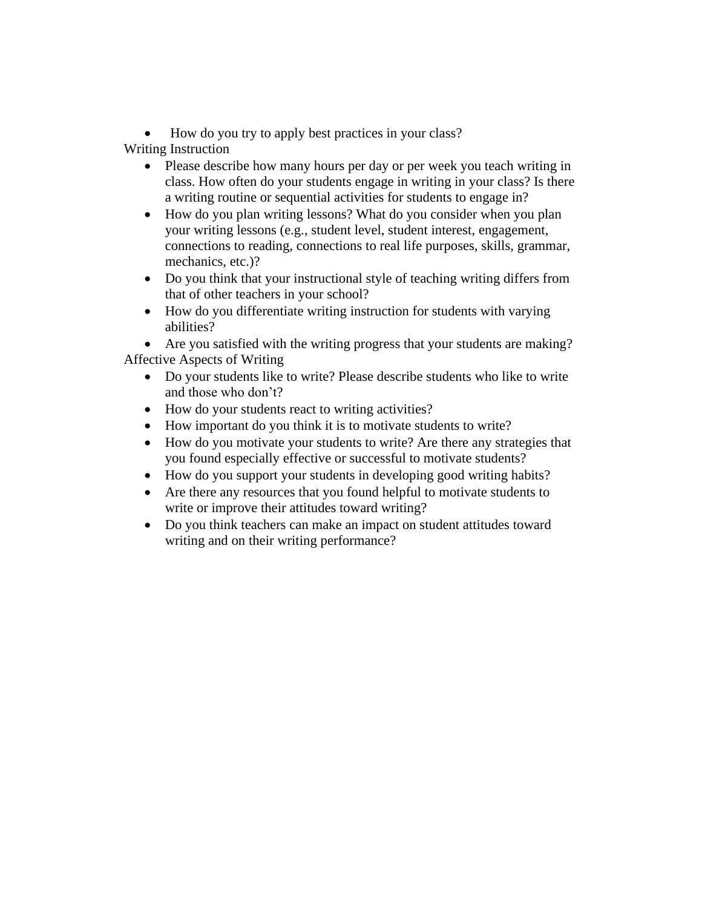- How do you try to apply best practices in your class?

Writing Instruction

- Please describe how many hours per day or per week you teach writing in class. How often do your students engage in writing in your class? Is there a writing routine or sequential activities for students to engage in?
- How do you plan writing lessons? What do you consider when you plan your writing lessons (e.g., student level, student interest, engagement, connections to reading, connections to real life purposes, skills, grammar, mechanics, etc.)?
- Do you think that your instructional style of teaching writing differs from that of other teachers in your school?
- How do you differentiate writing instruction for students with varying abilities?
- Are you satisfied with the writing progress that your students are making?

Affective Aspects of Writing

- Do your students like to write? Please describe students who like to write and those who don't?
- How do your students react to writing activities?
- How important do you think it is to motivate students to write?
- How do you motivate your students to write? Are there any strategies that you found especially effective or successful to motivate students?
- How do you support your students in developing good writing habits?
- Are there any resources that you found helpful to motivate students to write or improve their attitudes toward writing?
- Do you think teachers can make an impact on student attitudes toward writing and on their writing performance?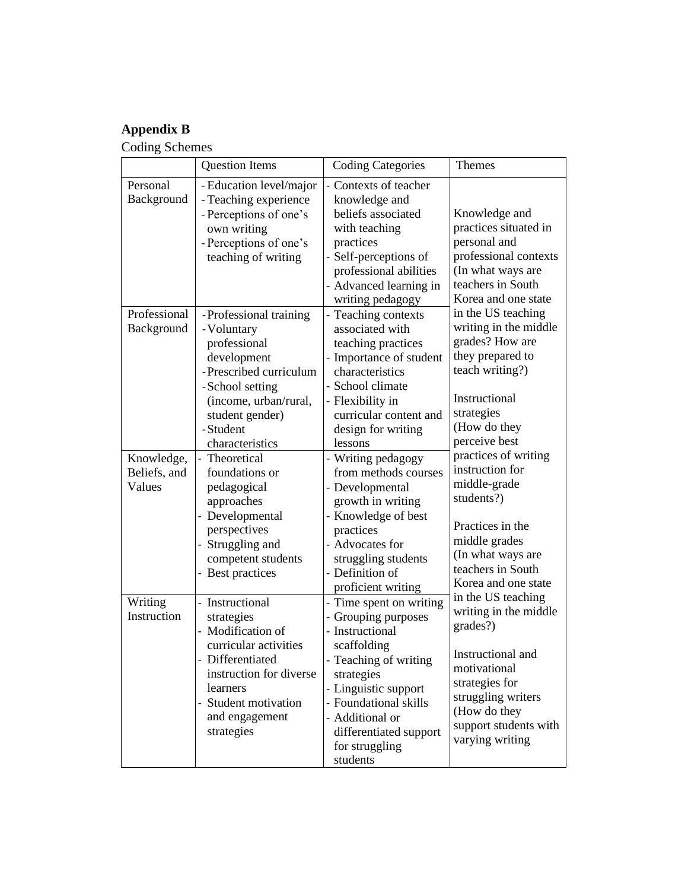**Appendix B**

Coding Schemes

| | Question Items | Coding Categories | Themes |
|---|---|---|---|
| Personal Background | - Education level/major<br>- Teaching experience<br>- Perceptions of one's own writing<br>- Perceptions of one's teaching of writing | - Contexts of teacher knowledge and beliefs associated with teaching practices<br>- Self-perceptions of professional abilities<br>- Advanced learning in writing pedagogy | Knowledge and practices situated in personal and professional contexts (In what ways are teachers in South Korea and one state in the US teaching writing in the middle grades? How are they prepared to teach writing?)<br><br>Instructional strategies (How do they perceive best practices of writing instruction for middle-grade students?)<br><br>Practices in the middle grades (In what ways are teachers in South Korea and one state in the US teaching writing in the middle grades?)<br><br>Instructional and motivational strategies for struggling writers (How do they support students with varying writing |
| Professional Background | - Professional training<br>- Voluntary professional development<br>- Prescribed curriculum<br>- School setting (income, urban/rural, student gender)<br>- Student characteristics | - Teaching contexts associated with teaching practices<br>- Importance of student characteristics<br>- School climate<br>- Flexibility in curricular content and design for writing lessons | |
| Knowledge, Beliefs, and Values | - Theoretical foundations or pedagogical approaches<br>- Developmental perspectives<br>- Struggling and competent students<br>- Best practices | - Writing pedagogy from methods courses<br>- Developmental growth in writing<br>- Knowledge of best practices<br>- Advocates for struggling students<br>- Definition of proficient writing | |
| Writing Instruction | - Instructional strategies<br>- Modification of curricular activities<br>- Differentiated instruction for diverse learners<br>- Student motivation and engagement strategies | - Time spent on writing<br>- Grouping purposes<br>- Instructional scaffolding<br>- Teaching of writing strategies<br>- Linguistic support<br>- Foundational skills<br>- Additional or differentiated support for struggling students | |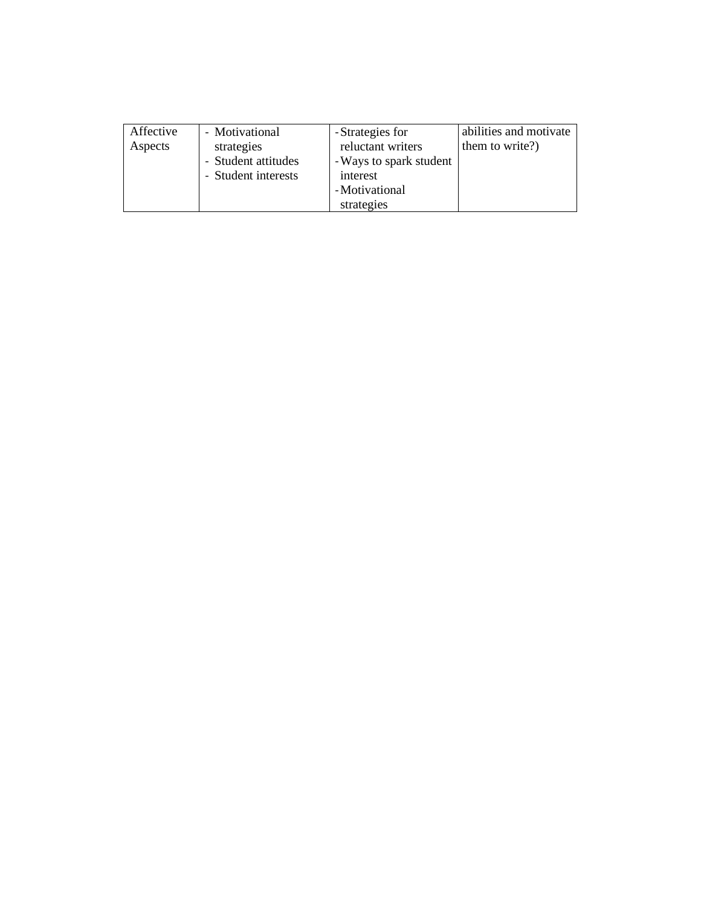| | | | |
|---|---|---|---|
| Affective Aspects | - Motivational strategies<br>- Student attitudes<br>- Student interests | - Strategies for reluctant writers<br>- Ways to spark student interest<br>- Motivational strategies | abilities and motivate them to write?) |